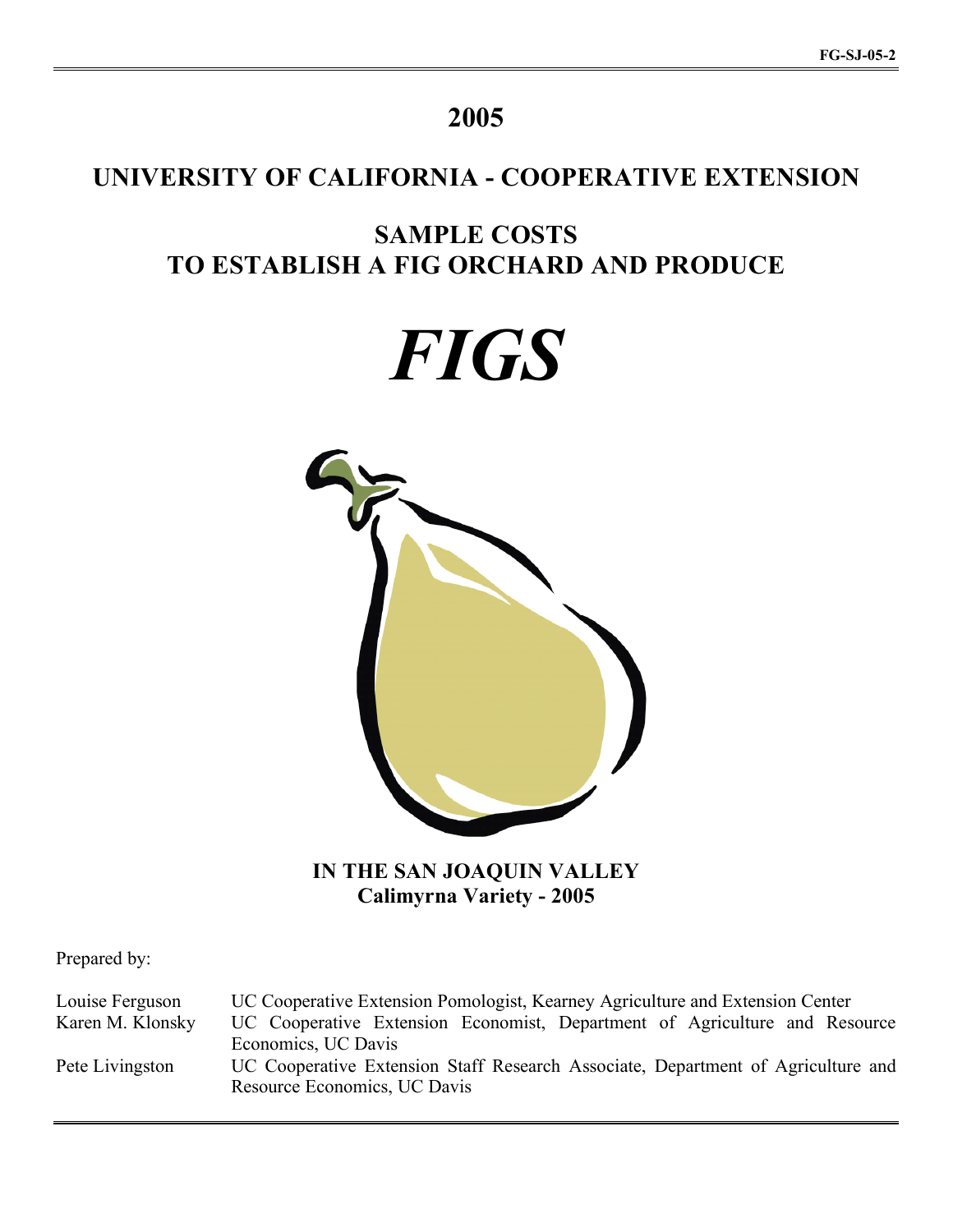FG-SJ-05-2

# 2005

# UNIVERSITY OF CALIFORNIA - COOPERATIVE EXTENSION

## SAMPLE COSTS
## TO ESTABLISH A FIG ORCHARD AND PRODUCE

# *FIGS*

**IN THE SAN JOAQUIN VALLEY**
**Calimyrna Variety - 2005**

Prepared by:

| | |
|---|---|
| Louise Ferguson | UC Cooperative Extension Pomologist, Kearney Agriculture and Extension Center |
| Karen M. Klonsky | UC Cooperative Extension Economist, Department of Agriculture and Resource Economics, UC Davis |
| Pete Livingston | UC Cooperative Extension Staff Research Associate, Department of Agriculture and Resource Economics, UC Davis |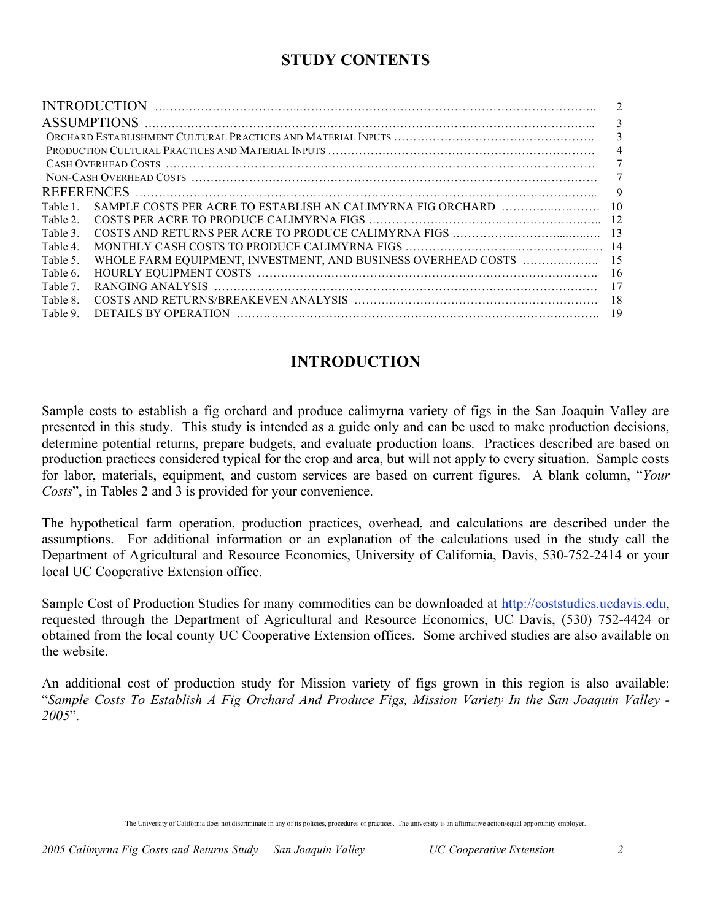## STUDY CONTENTS

| | | |
|---|---|---|
| INTRODUCTION | | 2 |
| ASSUMPTIONS | | 3 |
| Orchard Establishment Cultural Practices and Material Inputs | | 3 |
| Production Cultural Practices and Material Inputs | | 4 |
| Cash Overhead Costs | | 7 |
| Non-Cash Overhead Costs | | 7 |
| REFERENCES | | 9 |
| Table 1. | SAMPLE COSTS PER ACRE TO ESTABLISH AN CALIMYRNA FIG ORCHARD | 10 |
| Table 2. | COSTS PER ACRE TO PRODUCE CALIMYRNA FIGS | 12 |
| Table 3. | COSTS AND RETURNS PER ACRE TO PRODUCE CALIMYRNA FIGS | 13 |
| Table 4. | MONTHLY CASH COSTS TO PRODUCE CALIMYRNA FIGS | 14 |
| Table 5. | WHOLE FARM EQUIPMENT, INVESTMENT, AND BUSINESS OVERHEAD COSTS | 15 |
| Table 6. | HOURLY EQUIPMENT COSTS | 16 |
| Table 7. | RANGING ANALYSIS | 17 |
| Table 8. | COSTS AND RETURNS/BREAKEVEN ANALYSIS | 18 |
| Table 9. | DETAILS BY OPERATION | 19 |

## INTRODUCTION

Sample costs to establish a fig orchard and produce calimyrna variety of figs in the San Joaquin Valley are presented in this study. This study is intended as a guide only and can be used to make production decisions, determine potential returns, prepare budgets, and evaluate production loans. Practices described are based on production practices considered typical for the crop and area, but will not apply to every situation. Sample costs for labor, materials, equipment, and custom services are based on current figures. A blank column, "*Your Costs*", in Tables 2 and 3 is provided for your convenience.

The hypothetical farm operation, production practices, overhead, and calculations are described under the assumptions. For additional information or an explanation of the calculations used in the study call the Department of Agricultural and Resource Economics, University of California, Davis, 530-752-2414 or your local UC Cooperative Extension office.

Sample Cost of Production Studies for many commodities can be downloaded at http://coststudies.ucdavis.edu, requested through the Department of Agricultural and Resource Economics, UC Davis, (530) 752-4424 or obtained from the local county UC Cooperative Extension offices. Some archived studies are also available on the website.

An additional cost of production study for Mission variety of figs grown in this region is also available: "*Sample Costs To Establish A Fig Orchard And Produce Figs, Mission Variety In the San Joaquin Valley - 2005*".

The University of California does not discriminate in any of its policies, procedures or practices. The university is an affirmative action/equal opportunity employer.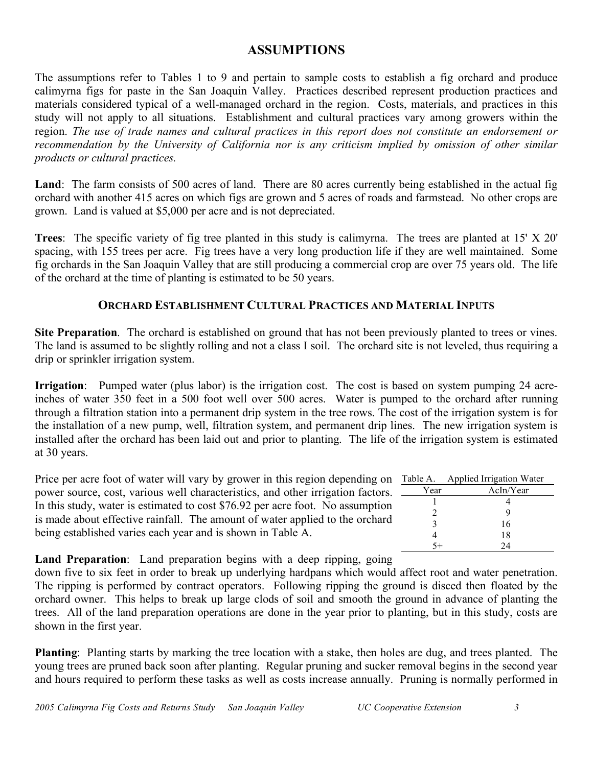## ASSUMPTIONS

The assumptions refer to Tables 1 to 9 and pertain to sample costs to establish a fig orchard and produce calimyrna figs for paste in the San Joaquin Valley. Practices described represent production practices and materials considered typical of a well-managed orchard in the region. Costs, materials, and practices in this study will not apply to all situations. Establishment and cultural practices vary among growers within the region. *The use of trade names and cultural practices in this report does not constitute an endorsement or recommendation by the University of California nor is any criticism implied by omission of other similar products or cultural practices.*

**Land**: The farm consists of 500 acres of land. There are 80 acres currently being established in the actual fig orchard with another 415 acres on which figs are grown and 5 acres of roads and farmstead. No other crops are grown. Land is valued at $5,000 per acre and is not depreciated.

**Trees**: The specific variety of fig tree planted in this study is calimyrna. The trees are planted at 15' X 20' spacing, with 155 trees per acre. Fig trees have a very long production life if they are well maintained. Some fig orchards in the San Joaquin Valley that are still producing a commercial crop are over 75 years old. The life of the orchard at the time of planting is estimated to be 50 years.

### ORCHARD ESTABLISHMENT CULTURAL PRACTICES AND MATERIAL INPUTS

**Site Preparation**. The orchard is established on ground that has not been previously planted to trees or vines. The land is assumed to be slightly rolling and not a class I soil. The orchard site is not leveled, thus requiring a drip or sprinkler irrigation system.

**Irrigation**: Pumped water (plus labor) is the irrigation cost. The cost is based on system pumping 24 acre-inches of water 350 feet in a 500 foot well over 500 acres. Water is pumped to the orchard after running through a filtration station into a permanent drip system in the tree rows. The cost of the irrigation system is for the installation of a new pump, well, filtration system, and permanent drip lines. The new irrigation system is installed after the orchard has been laid out and prior to planting. The life of the irrigation system is estimated at 30 years.

Price per acre foot of water will vary by grower in this region depending on power source, cost, various well characteristics, and other irrigation factors. In this study, water is estimated to cost $76.92 per acre foot. No assumption is made about effective rainfall. The amount of water applied to the orchard being established varies each year and is shown in Table A.

Table A. Applied Irrigation Water

| Year | AcIn/Year |
|---|---|
| 1 | 4 |
| 2 | 9 |
| 3 | 16 |
| 4 | 18 |
| 5+ | 24 |

**Land Preparation**: Land preparation begins with a deep ripping, going down five to six feet in order to break up underlying hardpans which would affect root and water penetration. The ripping is performed by contract operators. Following ripping the ground is disced then floated by the orchard owner. This helps to break up large clods of soil and smooth the ground in advance of planting the trees. All of the land preparation operations are done in the year prior to planting, but in this study, costs are shown in the first year.

**Planting**: Planting starts by marking the tree location with a stake, then holes are dug, and trees planted. The young trees are pruned back soon after planting. Regular pruning and sucker removal begins in the second year and hours required to perform these tasks as well as costs increase annually. Pruning is normally performed in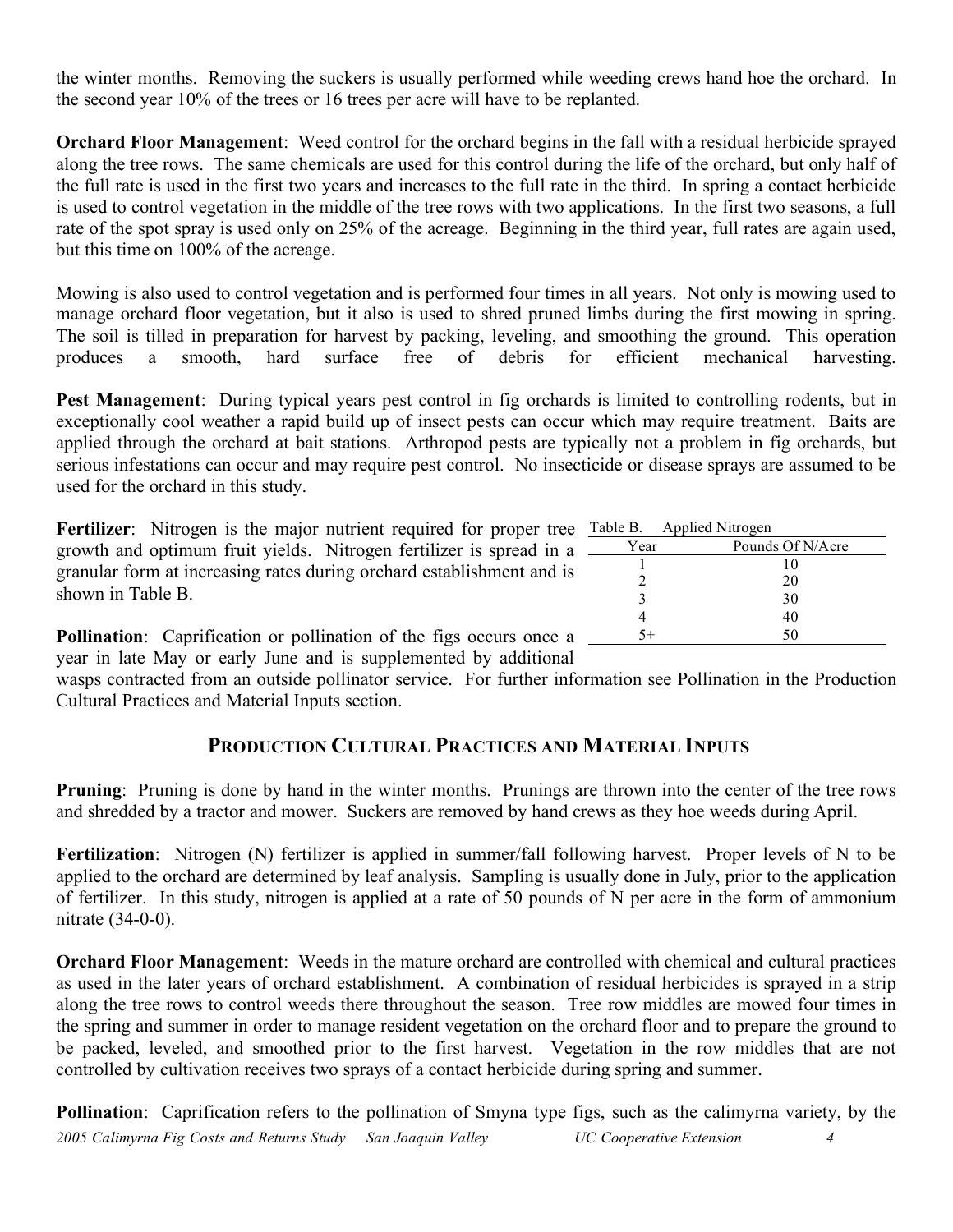the winter months. Removing the suckers is usually performed while weeding crews hand hoe the orchard. In the second year 10% of the trees or 16 trees per acre will have to be replanted.

**Orchard Floor Management**: Weed control for the orchard begins in the fall with a residual herbicide sprayed along the tree rows. The same chemicals are used for this control during the life of the orchard, but only half of the full rate is used in the first two years and increases to the full rate in the third. In spring a contact herbicide is used to control vegetation in the middle of the tree rows with two applications. In the first two seasons, a full rate of the spot spray is used only on 25% of the acreage. Beginning in the third year, full rates are again used, but this time on 100% of the acreage.

Mowing is also used to control vegetation and is performed four times in all years. Not only is mowing used to manage orchard floor vegetation, but it also is used to shred pruned limbs during the first mowing in spring. The soil is tilled in preparation for harvest by packing, leveling, and smoothing the ground. This operation produces a smooth, hard surface free of debris for efficient mechanical harvesting.

**Pest Management**: During typical years pest control in fig orchards is limited to controlling rodents, but in exceptionally cool weather a rapid build up of insect pests can occur which may require treatment. Baits are applied through the orchard at bait stations. Arthropod pests are typically not a problem in fig orchards, but serious infestations can occur and may require pest control. No insecticide or disease sprays are assumed to be used for the orchard in this study.

**Fertilizer**: Nitrogen is the major nutrient required for proper tree growth and optimum fruit yields. Nitrogen fertilizer is spread in a granular form at increasing rates during orchard establishment and is shown in Table B.

Table B. Applied Nitrogen

| Year | Pounds Of N/Acre |
|---|---|
| 1 | 10 |
| 2 | 20 |
| 3 | 30 |
| 4 | 40 |
| 5+ | 50 |

**Pollination**: Caprification or pollination of the figs occurs once a year in late May or early June and is supplemented by additional wasps contracted from an outside pollinator service. For further information see Pollination in the Production Cultural Practices and Material Inputs section.

## PRODUCTION CULTURAL PRACTICES AND MATERIAL INPUTS

**Pruning**: Pruning is done by hand in the winter months. Prunings are thrown into the center of the tree rows and shredded by a tractor and mower. Suckers are removed by hand crews as they hoe weeds during April.

**Fertilization**: Nitrogen (N) fertilizer is applied in summer/fall following harvest. Proper levels of N to be applied to the orchard are determined by leaf analysis. Sampling is usually done in July, prior to the application of fertilizer. In this study, nitrogen is applied at a rate of 50 pounds of N per acre in the form of ammonium nitrate (34-0-0).

**Orchard Floor Management**: Weeds in the mature orchard are controlled with chemical and cultural practices as used in the later years of orchard establishment. A combination of residual herbicides is sprayed in a strip along the tree rows to control weeds there throughout the season. Tree row middles are mowed four times in the spring and summer in order to manage resident vegetation on the orchard floor and to prepare the ground to be packed, leveled, and smoothed prior to the first harvest. Vegetation in the row middles that are not controlled by cultivation receives two sprays of a contact herbicide during spring and summer.

**Pollination**: Caprification refers to the pollination of Smyna type figs, such as the calimyrna variety, by the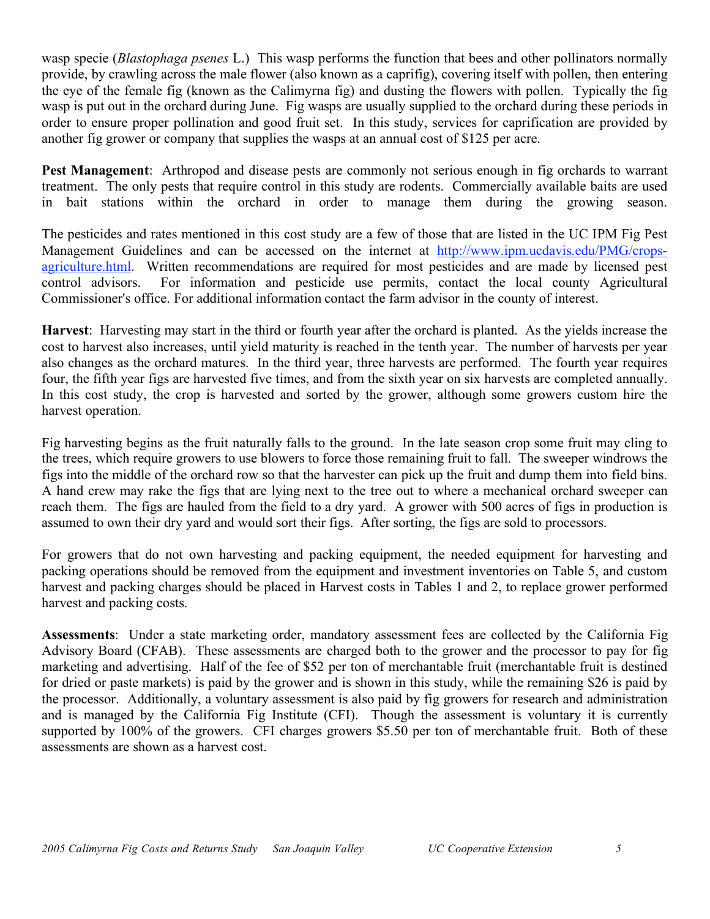wasp specie (*Blastophaga psenes* L.) This wasp performs the function that bees and other pollinators normally provide, by crawling across the male flower (also known as a caprifig), covering itself with pollen, then entering the eye of the female fig (known as the Calimyrna fig) and dusting the flowers with pollen. Typically the fig wasp is put out in the orchard during June. Fig wasps are usually supplied to the orchard during these periods in order to ensure proper pollination and good fruit set. In this study, services for caprification are provided by another fig grower or company that supplies the wasps at an annual cost of $125 per acre.

**Pest Management**: Arthropod and disease pests are commonly not serious enough in fig orchards to warrant treatment. The only pests that require control in this study are rodents. Commercially available baits are used in bait stations within the orchard in order to manage them during the growing season.

The pesticides and rates mentioned in this cost study are a few of those that are listed in the UC IPM Fig Pest Management Guidelines and can be accessed on the internet at [http://www.ipm.ucdavis.edu/PMG/crops-agriculture.html](http://www.ipm.ucdavis.edu/PMG/crops-agriculture.html). Written recommendations are required for most pesticides and are made by licensed pest control advisors. For information and pesticide use permits, contact the local county Agricultural Commissioner's office. For additional information contact the farm advisor in the county of interest.

**Harvest**: Harvesting may start in the third or fourth year after the orchard is planted. As the yields increase the cost to harvest also increases, until yield maturity is reached in the tenth year. The number of harvests per year also changes as the orchard matures. In the third year, three harvests are performed. The fourth year requires four, the fifth year figs are harvested five times, and from the sixth year on six harvests are completed annually. In this cost study, the crop is harvested and sorted by the grower, although some growers custom hire the harvest operation.

Fig harvesting begins as the fruit naturally falls to the ground. In the late season crop some fruit may cling to the trees, which require growers to use blowers to force those remaining fruit to fall. The sweeper windrows the figs into the middle of the orchard row so that the harvester can pick up the fruit and dump them into field bins. A hand crew may rake the figs that are lying next to the tree out to where a mechanical orchard sweeper can reach them. The figs are hauled from the field to a dry yard. A grower with 500 acres of figs in production is assumed to own their dry yard and would sort their figs. After sorting, the figs are sold to processors.

For growers that do not own harvesting and packing equipment, the needed equipment for harvesting and packing operations should be removed from the equipment and investment inventories on Table 5, and custom harvest and packing charges should be placed in Harvest costs in Tables 1 and 2, to replace grower performed harvest and packing costs.

**Assessments**: Under a state marketing order, mandatory assessment fees are collected by the California Fig Advisory Board (CFAB). These assessments are charged both to the grower and the processor to pay for fig marketing and advertising. Half of the fee of $52 per ton of merchantable fruit (merchantable fruit is destined for dried or paste markets) is paid by the grower and is shown in this study, while the remaining $26 is paid by the processor. Additionally, a voluntary assessment is also paid by fig growers for research and administration and is managed by the California Fig Institute (CFI). Though the assessment is voluntary it is currently supported by 100% of the growers. CFI charges growers $5.50 per ton of merchantable fruit. Both of these assessments are shown as a harvest cost.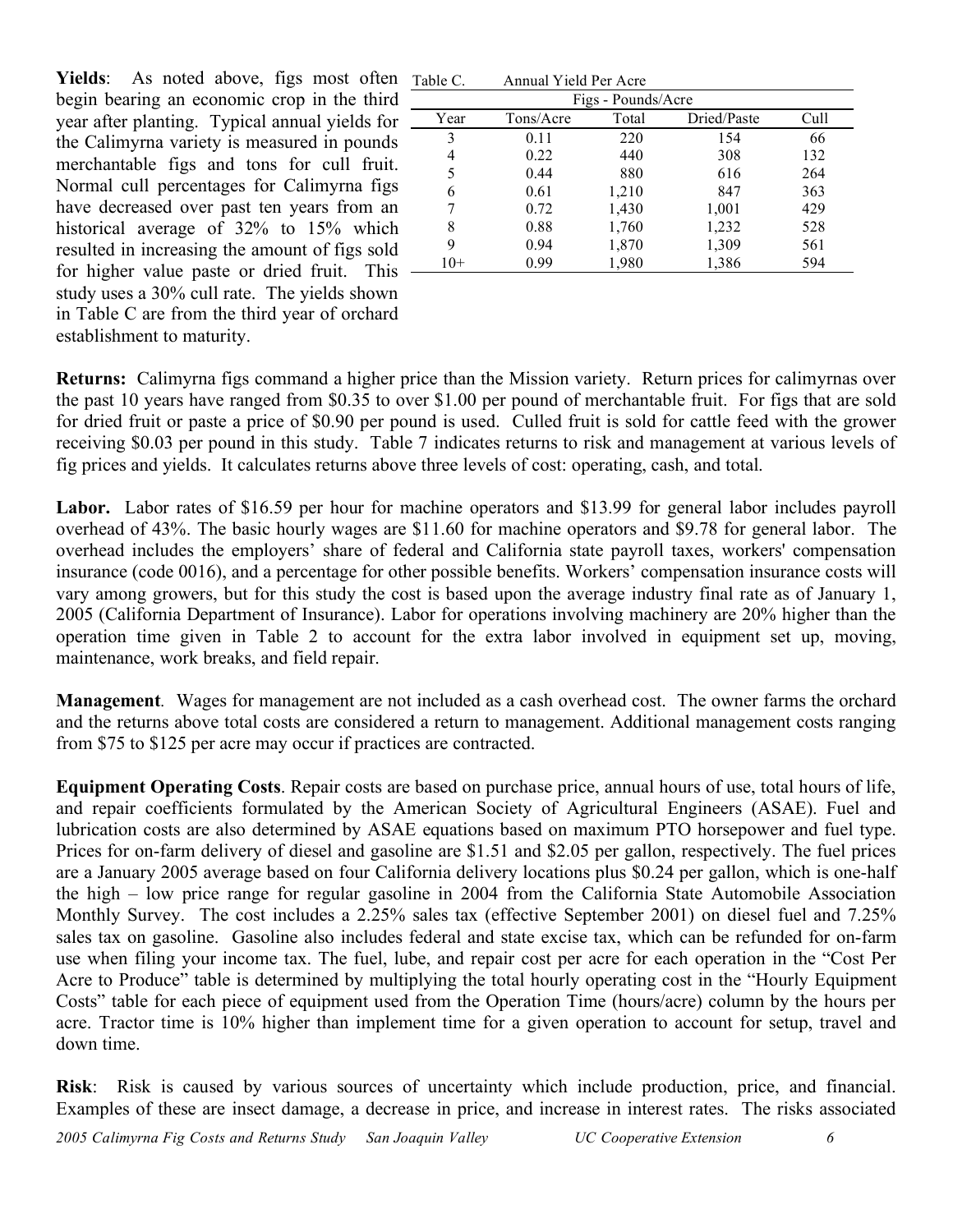**Yields**: As noted above, figs most often begin bearing an economic crop in the third year after planting. Typical annual yields for the Calimyrna variety is measured in pounds merchantable figs and tons for cull fruit. Normal cull percentages for Calimyrna figs have decreased over past ten years from an historical average of 32% to 15% which resulted in increasing the amount of figs sold for higher value paste or dried fruit. This study uses a 30% cull rate. The yields shown in Table C are from the third year of orchard establishment to maturity.

Table C. Annual Yield Per Acre

| | Figs - Pounds/Acre | | | |
|---|---|---|---|---|
| Year | Tons/Acre | Total | Dried/Paste | Cull |
| 3 | 0.11 | 220 | 154 | 66 |
| 4 | 0.22 | 440 | 308 | 132 |
| 5 | 0.44 | 880 | 616 | 264 |
| 6 | 0.61 | 1,210 | 847 | 363 |
| 7 | 0.72 | 1,430 | 1,001 | 429 |
| 8 | 0.88 | 1,760 | 1,232 | 528 |
| 9 | 0.94 | 1,870 | 1,309 | 561 |
| 10+ | 0.99 | 1,980 | 1,386 | 594 |

**Returns:** Calimyrna figs command a higher price than the Mission variety. Return prices for calimyrnas over the past 10 years have ranged from $0.35 to over $1.00 per pound of merchantable fruit. For figs that are sold for dried fruit or paste a price of $0.90 per pound is used. Culled fruit is sold for cattle feed with the grower receiving $0.03 per pound in this study. Table 7 indicates returns to risk and management at various levels of fig prices and yields. It calculates returns above three levels of cost: operating, cash, and total.

**Labor.** Labor rates of $16.59 per hour for machine operators and $13.99 for general labor includes payroll overhead of 43%. The basic hourly wages are $11.60 for machine operators and $9.78 for general labor. The overhead includes the employers' share of federal and California state payroll taxes, workers' compensation insurance (code 0016), and a percentage for other possible benefits. Workers' compensation insurance costs will vary among growers, but for this study the cost is based upon the average industry final rate as of January 1, 2005 (California Department of Insurance). Labor for operations involving machinery are 20% higher than the operation time given in Table 2 to account for the extra labor involved in equipment set up, moving, maintenance, work breaks, and field repair.

**Management**. Wages for management are not included as a cash overhead cost. The owner farms the orchard and the returns above total costs are considered a return to management. Additional management costs ranging from $75 to $125 per acre may occur if practices are contracted.

**Equipment Operating Costs**. Repair costs are based on purchase price, annual hours of use, total hours of life, and repair coefficients formulated by the American Society of Agricultural Engineers (ASAE). Fuel and lubrication costs are also determined by ASAE equations based on maximum PTO horsepower and fuel type. Prices for on-farm delivery of diesel and gasoline are $1.51 and $2.05 per gallon, respectively. The fuel prices are a January 2005 average based on four California delivery locations plus $0.24 per gallon, which is one-half the high – low price range for regular gasoline in 2004 from the California State Automobile Association Monthly Survey. The cost includes a 2.25% sales tax (effective September 2001) on diesel fuel and 7.25% sales tax on gasoline. Gasoline also includes federal and state excise tax, which can be refunded for on-farm use when filing your income tax. The fuel, lube, and repair cost per acre for each operation in the "Cost Per Acre to Produce" table is determined by multiplying the total hourly operating cost in the "Hourly Equipment Costs" table for each piece of equipment used from the Operation Time (hours/acre) column by the hours per acre. Tractor time is 10% higher than implement time for a given operation to account for setup, travel and down time.

**Risk**: Risk is caused by various sources of uncertainty which include production, price, and financial. Examples of these are insect damage, a decrease in price, and increase in interest rates. The risks associated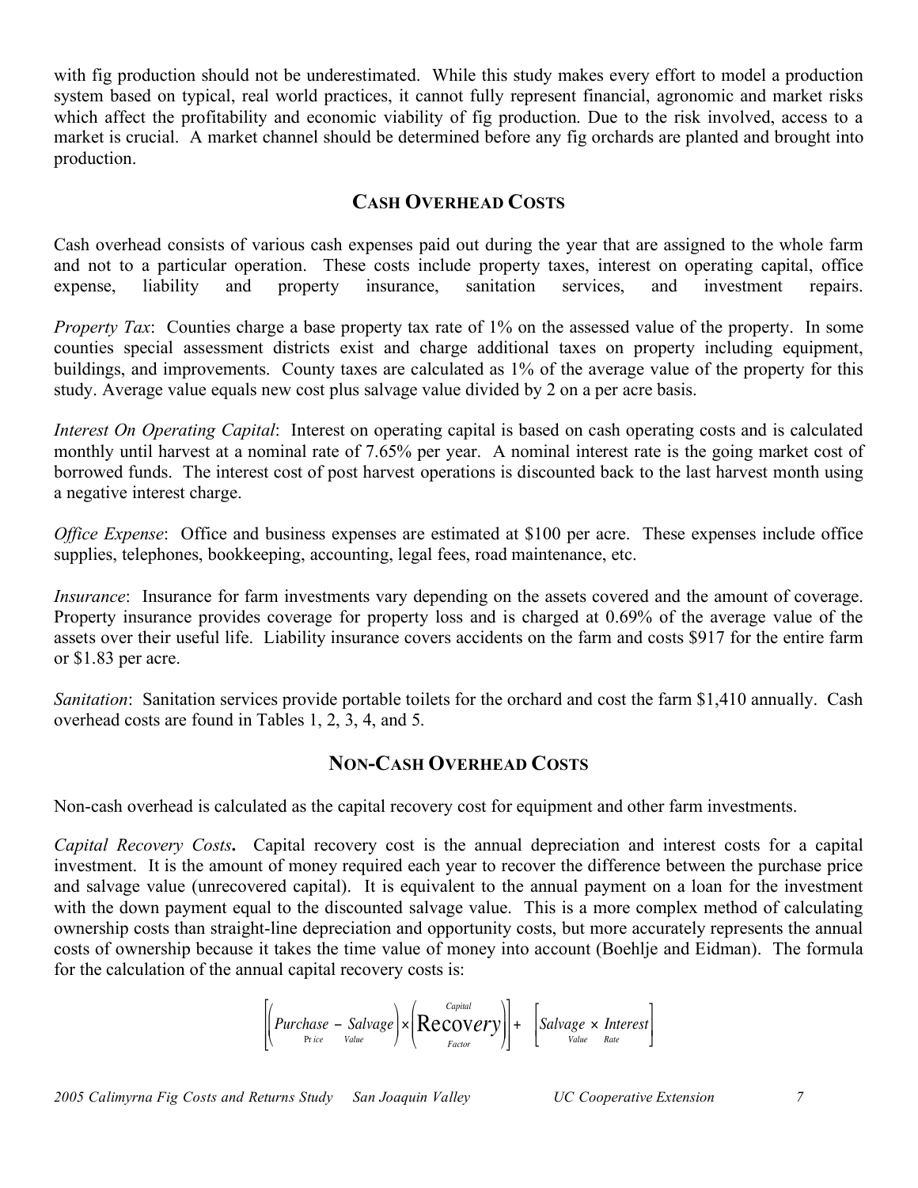with fig production should not be underestimated. While this study makes every effort to model a production system based on typical, real world practices, it cannot fully represent financial, agronomic and market risks which affect the profitability and economic viability of fig production. Due to the risk involved, access to a market is crucial. A market channel should be determined before any fig orchards are planted and brought into production.

## CASH OVERHEAD COSTS

Cash overhead consists of various cash expenses paid out during the year that are assigned to the whole farm and not to a particular operation. These costs include property taxes, interest on operating capital, office expense, liability and property insurance, sanitation services, and investment repairs.

*Property Tax*: Counties charge a base property tax rate of 1% on the assessed value of the property. In some counties special assessment districts exist and charge additional taxes on property including equipment, buildings, and improvements. County taxes are calculated as 1% of the average value of the property for this study. Average value equals new cost plus salvage value divided by 2 on a per acre basis.

*Interest On Operating Capital*: Interest on operating capital is based on cash operating costs and is calculated monthly until harvest at a nominal rate of 7.65% per year. A nominal interest rate is the going market cost of borrowed funds. The interest cost of post harvest operations is discounted back to the last harvest month using a negative interest charge.

*Office Expense*: Office and business expenses are estimated at $100 per acre. These expenses include office supplies, telephones, bookkeeping, accounting, legal fees, road maintenance, etc.

*Insurance*: Insurance for farm investments vary depending on the assets covered and the amount of coverage. Property insurance provides coverage for property loss and is charged at 0.69% of the average value of the assets over their useful life. Liability insurance covers accidents on the farm and costs $917 for the entire farm or $1.83 per acre.

*Sanitation*: Sanitation services provide portable toilets for the orchard and cost the farm $1,410 annually. Cash overhead costs are found in Tables 1, 2, 3, 4, and 5.

## NON-CASH OVERHEAD COSTS

Non-cash overhead is calculated as the capital recovery cost for equipment and other farm investments.

*Capital Recovery Costs***.** Capital recovery cost is the annual depreciation and interest costs for a capital investment. It is the amount of money required each year to recover the difference between the purchase price and salvage value (unrecovered capital). It is equivalent to the annual payment on a loan for the investment with the down payment equal to the discounted salvage value. This is a more complex method of calculating ownership costs than straight-line depreciation and opportunity costs, but more accurately represents the annual costs of ownership because it takes the time value of money into account (Boehlje and Eidman). The formula for the calculation of the annual capital recovery costs is:

$$\left[\left(\underset{\text{Price}}{\text{Purchase}} - \underset{\text{Value}}{\text{Salvage}}\right) \times \left(\underset{\text{Factor}}{\overset{\text{Capital}}{\text{Recovery}}}\right)\right] + \left[\underset{\text{Value}}{\text{Salvage}} \times \underset{\text{Rate}}{\text{Interest}}\right]$$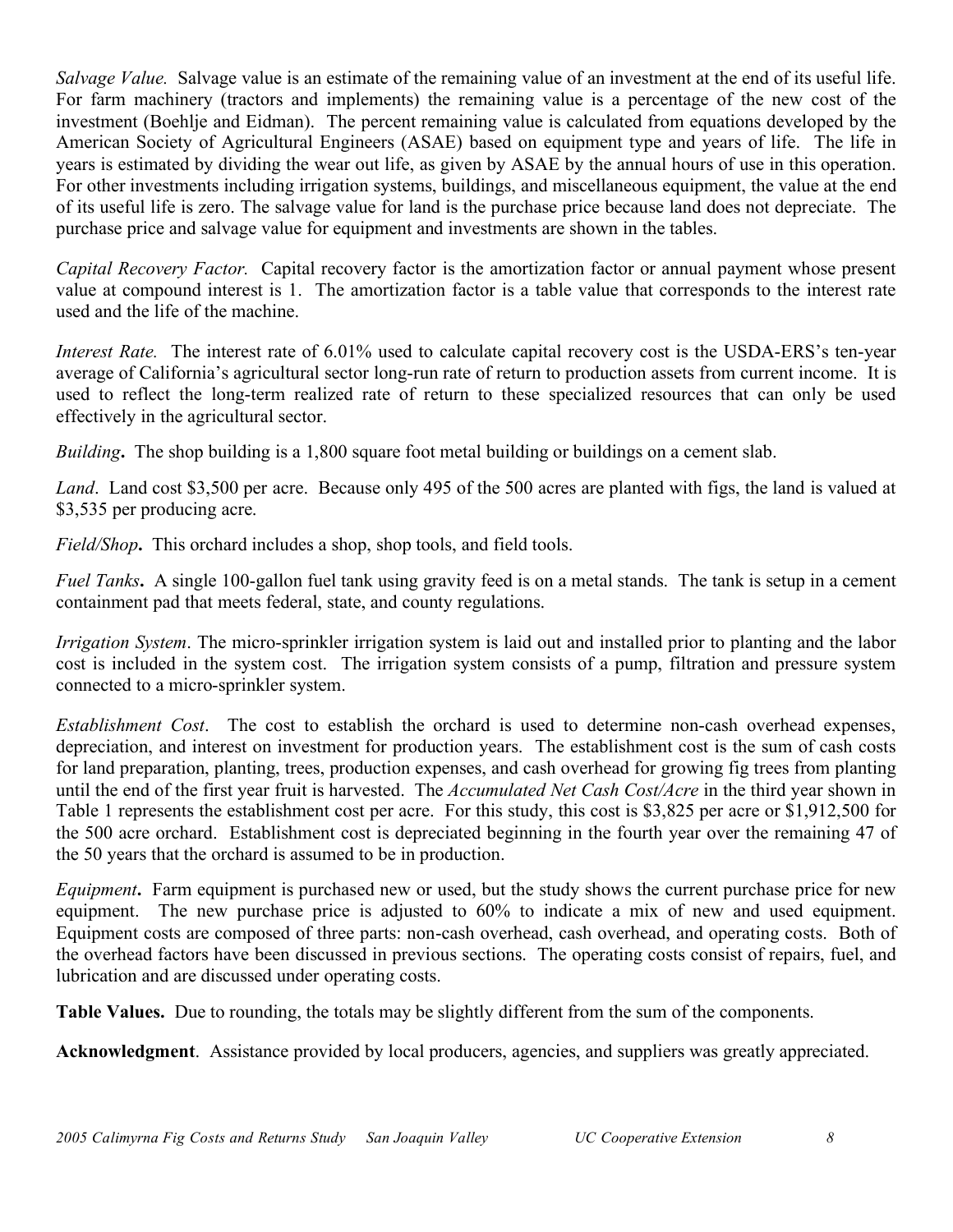*Salvage Value.* Salvage value is an estimate of the remaining value of an investment at the end of its useful life. For farm machinery (tractors and implements) the remaining value is a percentage of the new cost of the investment (Boehlje and Eidman). The percent remaining value is calculated from equations developed by the American Society of Agricultural Engineers (ASAE) based on equipment type and years of life. The life in years is estimated by dividing the wear out life, as given by ASAE by the annual hours of use in this operation. For other investments including irrigation systems, buildings, and miscellaneous equipment, the value at the end of its useful life is zero. The salvage value for land is the purchase price because land does not depreciate. The purchase price and salvage value for equipment and investments are shown in the tables.

*Capital Recovery Factor.* Capital recovery factor is the amortization factor or annual payment whose present value at compound interest is 1. The amortization factor is a table value that corresponds to the interest rate used and the life of the machine.

*Interest Rate.* The interest rate of 6.01% used to calculate capital recovery cost is the USDA-ERS's ten-year average of California's agricultural sector long-run rate of return to production assets from current income. It is used to reflect the long-term realized rate of return to these specialized resources that can only be used effectively in the agricultural sector.

*Building***.** The shop building is a 1,800 square foot metal building or buildings on a cement slab.

*Land*. Land cost $3,500 per acre. Because only 495 of the 500 acres are planted with figs, the land is valued at $3,535 per producing acre.

*Field/Shop***.** This orchard includes a shop, shop tools, and field tools.

*Fuel Tanks***.** A single 100-gallon fuel tank using gravity feed is on a metal stands. The tank is setup in a cement containment pad that meets federal, state, and county regulations.

*Irrigation System*. The micro-sprinkler irrigation system is laid out and installed prior to planting and the labor cost is included in the system cost. The irrigation system consists of a pump, filtration and pressure system connected to a micro-sprinkler system.

*Establishment Cost*. The cost to establish the orchard is used to determine non-cash overhead expenses, depreciation, and interest on investment for production years. The establishment cost is the sum of cash costs for land preparation, planting, trees, production expenses, and cash overhead for growing fig trees from planting until the end of the first year fruit is harvested. The *Accumulated Net Cash Cost/Acre* in the third year shown in Table 1 represents the establishment cost per acre. For this study, this cost is $3,825 per acre or $1,912,500 for the 500 acre orchard. Establishment cost is depreciated beginning in the fourth year over the remaining 47 of the 50 years that the orchard is assumed to be in production.

*Equipment***.** Farm equipment is purchased new or used, but the study shows the current purchase price for new equipment. The new purchase price is adjusted to 60% to indicate a mix of new and used equipment. Equipment costs are composed of three parts: non-cash overhead, cash overhead, and operating costs. Both of the overhead factors have been discussed in previous sections. The operating costs consist of repairs, fuel, and lubrication and are discussed under operating costs.

**Table Values.** Due to rounding, the totals may be slightly different from the sum of the components.

**Acknowledgment**. Assistance provided by local producers, agencies, and suppliers was greatly appreciated.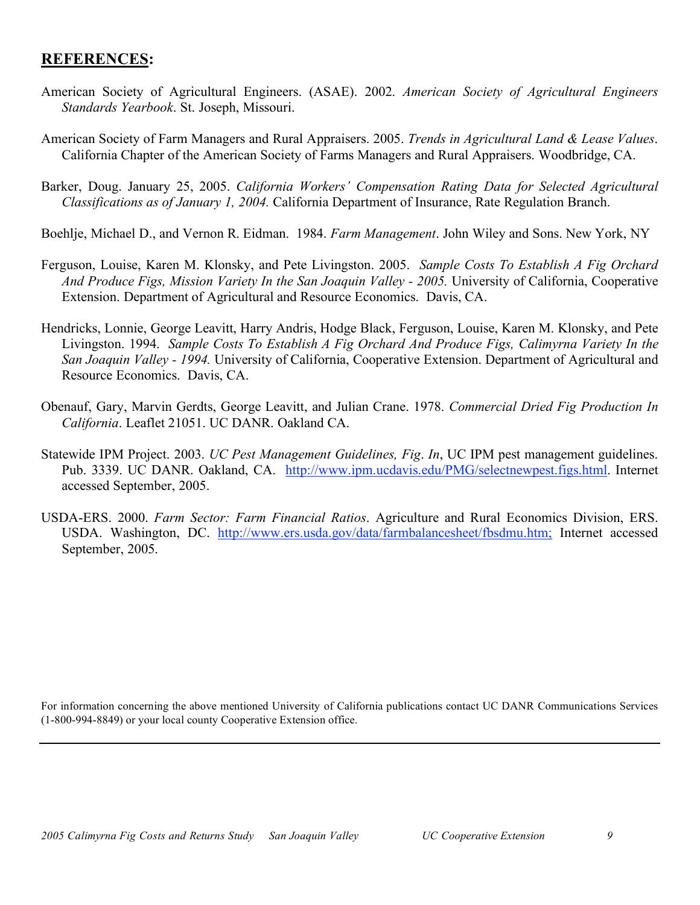## **REFERENCES:**

American Society of Agricultural Engineers. (ASAE). 2002. *American Society of Agricultural Engineers Standards Yearbook*. St. Joseph, Missouri.

American Society of Farm Managers and Rural Appraisers. 2005. *Trends in Agricultural Land & Lease Values*. California Chapter of the American Society of Farms Managers and Rural Appraisers. Woodbridge, CA.

Barker, Doug. January 25, 2005. *California Workers' Compensation Rating Data for Selected Agricultural Classifications as of January 1, 2004.* California Department of Insurance, Rate Regulation Branch.

Boehlje, Michael D., and Vernon R. Eidman. 1984. *Farm Management*. John Wiley and Sons. New York, NY

Ferguson, Louise, Karen M. Klonsky, and Pete Livingston. 2005. *Sample Costs To Establish A Fig Orchard And Produce Figs, Mission Variety In the San Joaquin Valley - 2005.* University of California, Cooperative Extension. Department of Agricultural and Resource Economics. Davis, CA.

Hendricks, Lonnie, George Leavitt, Harry Andris, Hodge Black, Ferguson, Louise, Karen M. Klonsky, and Pete Livingston. 1994. *Sample Costs To Establish A Fig Orchard And Produce Figs, Calimyrna Variety In the San Joaquin Valley - 1994.* University of California, Cooperative Extension. Department of Agricultural and Resource Economics. Davis, CA.

Obenauf, Gary, Marvin Gerdts, George Leavitt, and Julian Crane. 1978. *Commercial Dried Fig Production In California*. Leaflet 21051. UC DANR. Oakland CA.

Statewide IPM Project. 2003. *UC Pest Management Guidelines, Fig*. *In*, UC IPM pest management guidelines. Pub. 3339. UC DANR. Oakland, CA. http://www.ipm.ucdavis.edu/PMG/selectnewpest.figs.html. Internet accessed September, 2005.

USDA-ERS. 2000. *Farm Sector: Farm Financial Ratios*. Agriculture and Rural Economics Division, ERS. USDA. Washington, DC. http://www.ers.usda.gov/data/farmbalancesheet/fbsdmu.htm; Internet accessed September, 2005.

For information concerning the above mentioned University of California publications contact UC DANR Communications Services (1-800-994-8849) or your local county Cooperative Extension office.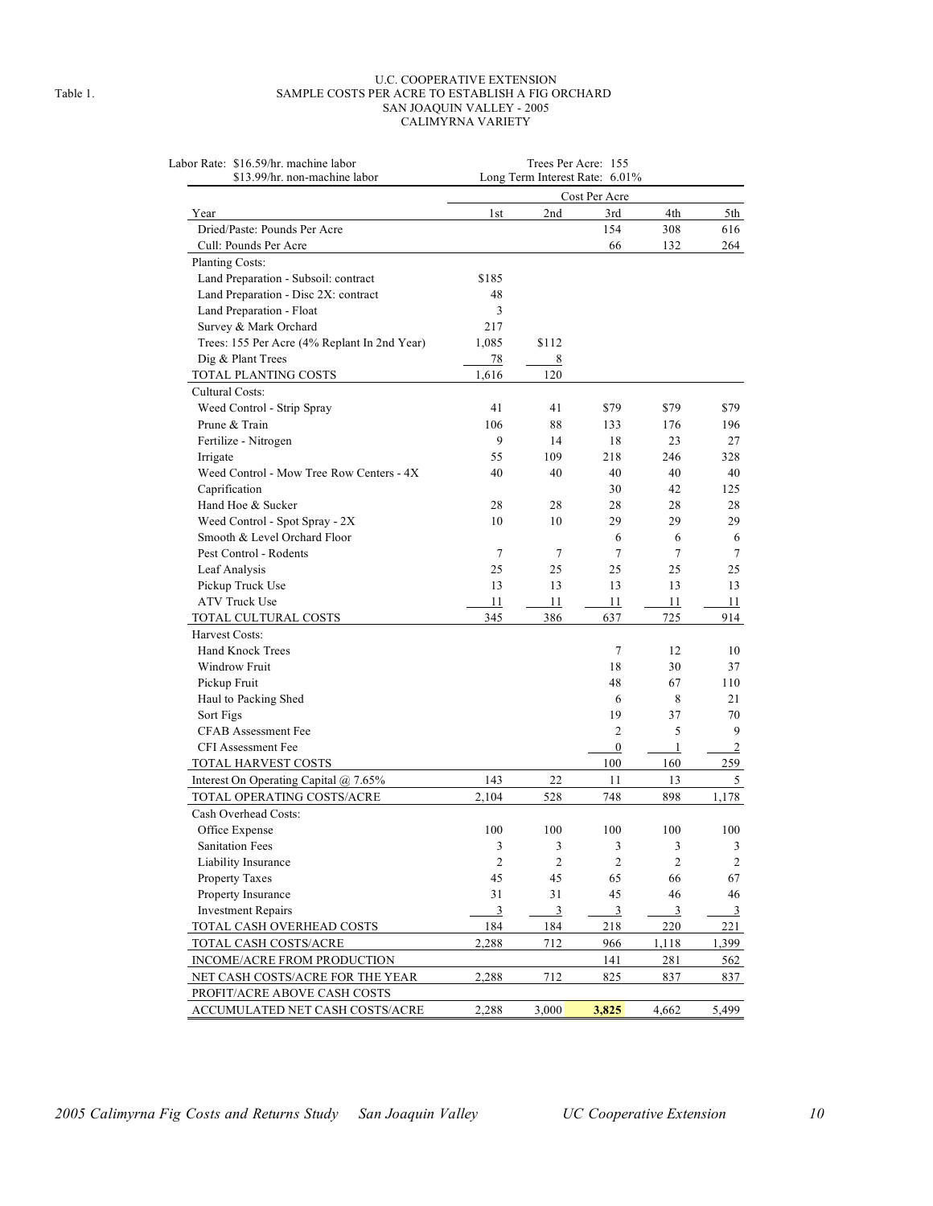Table 1.

# U.C. COOPERATIVE EXTENSION
## SAMPLE COSTS PER ACRE TO ESTABLISH A FIG ORCHARD
### SAN JOAQUIN VALLEY - 2005
### CALIMYRNA VARIETY

Labor Rate: $16.59/hr. machine labor
$13.99/hr. non-machine labor

Trees Per Acre: 155
Long Term Interest Rate: 6.01%

| | Cost Per Acre | | | | |
|---|---|---|---|---|---|
| Year | 1st | 2nd | 3rd | 4th | 5th |
| Dried/Paste: Pounds Per Acre | | | 154 | 308 | 616 |
| Cull: Pounds Per Acre | | | 66 | 132 | 264 |
| Planting Costs: | | | | | |
| Land Preparation - Subsoil: contract | $185 | | | | |
| Land Preparation - Disc 2X: contract | 48 | | | | |
| Land Preparation - Float | 3 | | | | |
| Survey & Mark Orchard | 217 | | | | |
| Trees: 155 Per Acre (4% Replant In 2nd Year) | 1,085 | $112 | | | |
| Dig & Plant Trees | 78 | 8 | | | |
| TOTAL PLANTING COSTS | 1,616 | 120 | | | |
| Cultural Costs: | | | | | |
| Weed Control - Strip Spray | 41 | 41 | $79 | $79 | $79 |
| Prune & Train | 106 | 88 | 133 | 176 | 196 |
| Fertilize - Nitrogen | 9 | 14 | 18 | 23 | 27 |
| Irrigate | 55 | 109 | 218 | 246 | 328 |
| Weed Control - Mow Tree Row Centers - 4X | 40 | 40 | 40 | 40 | 40 |
| Caprification | | | 30 | 42 | 125 |
| Hand Hoe & Sucker | 28 | 28 | 28 | 28 | 28 |
| Weed Control - Spot Spray - 2X | 10 | 10 | 29 | 29 | 29 |
| Smooth & Level Orchard Floor | | | 6 | 6 | 6 |
| Pest Control - Rodents | 7 | 7 | 7 | 7 | 7 |
| Leaf Analysis | 25 | 25 | 25 | 25 | 25 |
| Pickup Truck Use | 13 | 13 | 13 | 13 | 13 |
| ATV Truck Use | 11 | 11 | 11 | 11 | 11 |
| TOTAL CULTURAL COSTS | 345 | 386 | 637 | 725 | 914 |
| Harvest Costs: | | | | | |
| Hand Knock Trees | | | 7 | 12 | 10 |
| Windrow Fruit | | | 18 | 30 | 37 |
| Pickup Fruit | | | 48 | 67 | 110 |
| Haul to Packing Shed | | | 6 | 8 | 21 |
| Sort Figs | | | 19 | 37 | 70 |
| CFAB Assessment Fee | | | 2 | 5 | 9 |
| CFI Assessment Fee | | | 0 | 1 | 2 |
| TOTAL HARVEST COSTS | | | 100 | 160 | 259 |
| Interest On Operating Capital @ 7.65% | 143 | 22 | 11 | 13 | 5 |
| TOTAL OPERATING COSTS/ACRE | 2,104 | 528 | 748 | 898 | 1,178 |
| Cash Overhead Costs: | | | | | |
| Office Expense | 100 | 100 | 100 | 100 | 100 |
| Sanitation Fees | 3 | 3 | 3 | 3 | 3 |
| Liability Insurance | 2 | 2 | 2 | 2 | 2 |
| Property Taxes | 45 | 45 | 65 | 66 | 67 |
| Property Insurance | 31 | 31 | 45 | 46 | 46 |
| Investment Repairs | 3 | 3 | 3 | 3 | 3 |
| TOTAL CASH OVERHEAD COSTS | 184 | 184 | 218 | 220 | 221 |
| TOTAL CASH COSTS/ACRE | 2,288 | 712 | 966 | 1,118 | 1,399 |
| INCOME/ACRE FROM PRODUCTION | | | 141 | 281 | 562 |
| NET CASH COSTS/ACRE FOR THE YEAR | 2,288 | 712 | 825 | 837 | 837 |
| PROFIT/ACRE ABOVE CASH COSTS | | | | | |
| ACCUMULATED NET CASH COSTS/ACRE | 2,288 | 3,000 | **3,825** | 4,662 | 5,499 |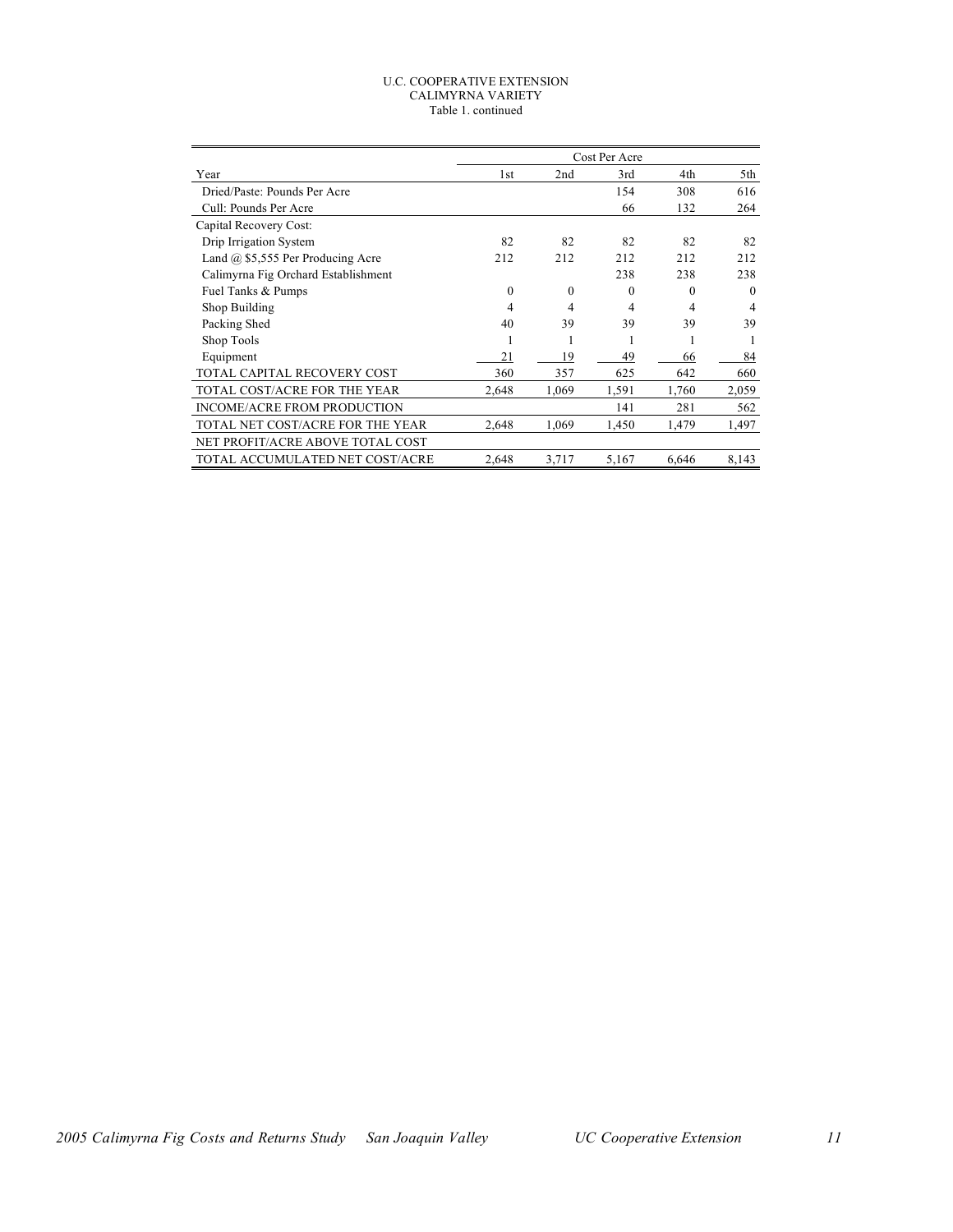U.C. COOPERATIVE EXTENSION
CALIMYRNA VARIETY
Table 1. continued

| | Cost Per Acre | | | | |
|---|---|---|---|---|---|
| Year | 1st | 2nd | 3rd | 4th | 5th |
| Dried/Paste: Pounds Per Acre | | | 154 | 308 | 616 |
| Cull: Pounds Per Acre | | | 66 | 132 | 264 |
| Capital Recovery Cost: | | | | | |
| Drip Irrigation System | 82 | 82 | 82 | 82 | 82 |
| Land @ $5,555 Per Producing Acre | 212 | 212 | 212 | 212 | 212 |
| Calimyrna Fig Orchard Establishment | | | 238 | 238 | 238 |
| Fuel Tanks & Pumps | 0 | 0 | 0 | 0 | 0 |
| Shop Building | 4 | 4 | 4 | 4 | 4 |
| Packing Shed | 40 | 39 | 39 | 39 | 39 |
| Shop Tools | 1 | 1 | 1 | 1 | 1 |
| Equipment | 21 | 19 | 49 | 66 | 84 |
| TOTAL CAPITAL RECOVERY COST | 360 | 357 | 625 | 642 | 660 |
| TOTAL COST/ACRE FOR THE YEAR | 2,648 | 1,069 | 1,591 | 1,760 | 2,059 |
| INCOME/ACRE FROM PRODUCTION | | | 141 | 281 | 562 |
| TOTAL NET COST/ACRE FOR THE YEAR | 2,648 | 1,069 | 1,450 | 1,479 | 1,497 |
| NET PROFIT/ACRE ABOVE TOTAL COST | | | | | |
| TOTAL ACCUMULATED NET COST/ACRE | 2,648 | 3,717 | 5,167 | 6,646 | 8,143 |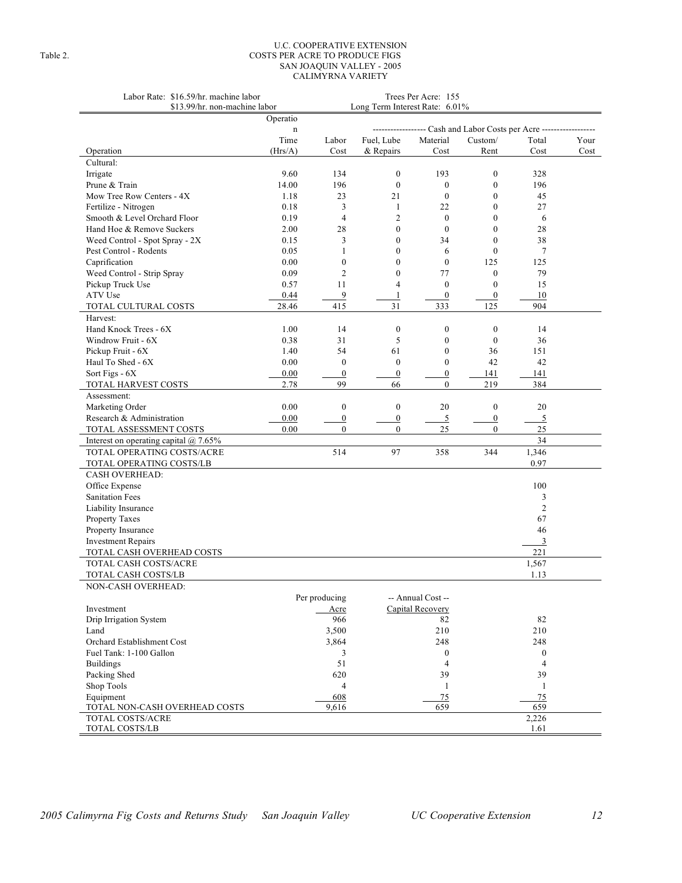Table 2.

# U.C. COOPERATIVE EXTENSION
## COSTS PER ACRE TO PRODUCE FIGS
## SAN JOAQUIN VALLEY - 2005
## CALIMYRNA VARIETY

Labor Rate: $16.59/hr. machine labor
$13.99/hr. non-machine labor

Trees Per Acre: 155
Long Term Interest Rate: 6.01%

| Operation | Operation Time (Hrs/A) | Labor Cost | Fuel, Lube & Repairs | Material Cost | Custom/ Rent | Total Cost | Your Cost |
|---|---|---|---|---|---|---|---|
| | | ------------------ Cash and Labor Costs per Acre ------------------ | | | | | |
| Cultural: | | | | | | | |
| Irrigate | 9.60 | 134 | 0 | 193 | 0 | 328 | |
| Prune & Train | 14.00 | 196 | 0 | 0 | 0 | 196 | |
| Mow Tree Row Centers - 4X | 1.18 | 23 | 21 | 0 | 0 | 45 | |
| Fertilize - Nitrogen | 0.18 | 3 | 1 | 22 | 0 | 27 | |
| Smooth & Level Orchard Floor | 0.19 | 4 | 2 | 0 | 0 | 6 | |
| Hand Hoe & Remove Suckers | 2.00 | 28 | 0 | 0 | 0 | 28 | |
| Weed Control - Spot Spray - 2X | 0.15 | 3 | 0 | 34 | 0 | 38 | |
| Pest Control - Rodents | 0.05 | 1 | 0 | 6 | 0 | 7 | |
| Caprification | 0.00 | 0 | 0 | 0 | 125 | 125 | |
| Weed Control - Strip Spray | 0.09 | 2 | 0 | 77 | 0 | 79 | |
| Pickup Truck Use | 0.57 | 11 | 4 | 0 | 0 | 15 | |
| ATV Use | 0.44 | 9 | 1 | 0 | 0 | 10 | |
| TOTAL CULTURAL COSTS | 28.46 | 415 | 31 | 333 | 125 | 904 | |
| Harvest: | | | | | | | |
| Hand Knock Trees - 6X | 1.00 | 14 | 0 | 0 | 0 | 14 | |
| Windrow Fruit - 6X | 0.38 | 31 | 5 | 0 | 0 | 36 | |
| Pickup Fruit - 6X | 1.40 | 54 | 61 | 0 | 36 | 151 | |
| Haul To Shed - 6X | 0.00 | 0 | 0 | 0 | 42 | 42 | |
| Sort Figs - 6X | 0.00 | 0 | 0 | 0 | 141 | 141 | |
| TOTAL HARVEST COSTS | 2.78 | 99 | 66 | 0 | 219 | 384 | |
| Assessment: | | | | | | | |
| Marketing Order | 0.00 | 0 | 0 | 20 | 0 | 20 | |
| Research & Administration | 0.00 | 0 | 0 | 5 | 0 | 5 | |
| TOTAL ASSESSMENT COSTS | 0.00 | 0 | 0 | 25 | 0 | 25 | |
| Interest on operating capital @ 7.65% | | | | | | 34 | |
| TOTAL OPERATING COSTS/ACRE | | 514 | 97 | 358 | 344 | 1,346 | |
| TOTAL OPERATING COSTS/LB | | | | | | 0.97 | |
| CASH OVERHEAD: | | | | | | | |
| Office Expense | | | | | | 100 | |
| Sanitation Fees | | | | | | 3 | |
| Liability Insurance | | | | | | 2 | |
| Property Taxes | | | | | | 67 | |
| Property Insurance | | | | | | 46 | |
| Investment Repairs | | | | | | 3 | |
| TOTAL CASH OVERHEAD COSTS | | | | | | 221 | |
| TOTAL CASH COSTS/ACRE | | | | | | 1,567 | |
| TOTAL CASH COSTS/LB | | | | | | 1.13 | |

NON-CASH OVERHEAD:

| Investment | Per producing Acre | -- Annual Cost -- Capital Recovery | Total Cost | Your Cost |
|---|---|---|---|---|
| Drip Irrigation System | 966 | 82 | 82 | |
| Land | 3,500 | 210 | 210 | |
| Orchard Establishment Cost | 3,864 | 248 | 248 | |
| Fuel Tank: 1-100 Gallon | 3 | 0 | 0 | |
| Buildings | 51 | 4 | 4 | |
| Packing Shed | 620 | 39 | 39 | |
| Shop Tools | 4 | 1 | 1 | |
| Equipment | 608 | 75 | 75 | |
| TOTAL NON-CASH OVERHEAD COSTS | 9,616 | 659 | 659 | |
| TOTAL COSTS/ACRE | | | 2,226 | |
| TOTAL COSTS/LB | | | 1.61 | |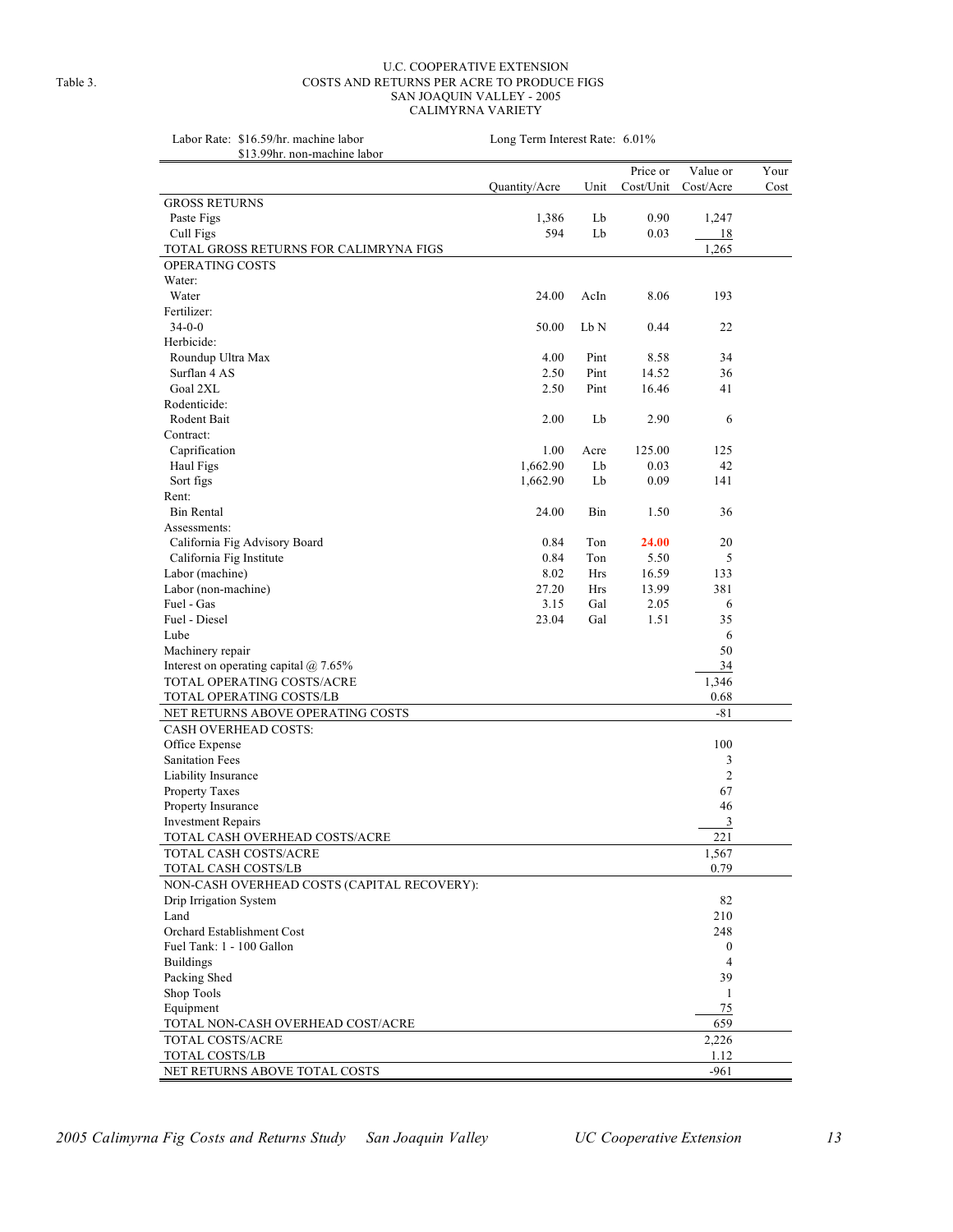Table 3.

# U.C. COOPERATIVE EXTENSION
## COSTS AND RETURNS PER ACRE TO PRODUCE FIGS
## SAN JOAQUIN VALLEY - 2005
## CALIMYRNA VARIETY

Labor Rate: $16.59/hr. machine labor
$13.99hr. non-machine labor

Long Term Interest Rate: 6.01%

| | Quantity/Acre | Unit | Price or Cost/Unit | Value or Cost/Acre | Your Cost |
|---|---|---|---|---|---|
| GROSS RETURNS | | | | | |
| Paste Figs | 1,386 | Lb | 0.90 | 1,247 | |
| Cull Figs | 594 | Lb | 0.03 | 18 | |
| TOTAL GROSS RETURNS FOR CALIMRYNA FIGS | | | | 1,265 | |
| OPERATING COSTS | | | | | |
| Water: | | | | | |
| Water | 24.00 | AcIn | 8.06 | 193 | |
| Fertilizer: | | | | | |
| 34-0-0 | 50.00 | Lb N | 0.44 | 22 | |
| Herbicide: | | | | | |
| Roundup Ultra Max | 4.00 | Pint | 8.58 | 34 | |
| Surflan 4 AS | 2.50 | Pint | 14.52 | 36 | |
| Goal 2XL | 2.50 | Pint | 16.46 | 41 | |
| Rodenticide: | | | | | |
| Rodent Bait | 2.00 | Lb | 2.90 | 6 | |
| Contract: | | | | | |
| Caprification | 1.00 | Acre | 125.00 | 125 | |
| Haul Figs | 1,662.90 | Lb | 0.03 | 42 | |
| Sort figs | 1,662.90 | Lb | 0.09 | 141 | |
| Rent: | | | | | |
| Bin Rental | 24.00 | Bin | 1.50 | 36 | |
| Assessments: | | | | | |
| California Fig Advisory Board | 0.84 | Ton | 24.00 | 20 | |
| California Fig Institute | 0.84 | Ton | 5.50 | 5 | |
| Labor (machine) | 8.02 | Hrs | 16.59 | 133 | |
| Labor (non-machine) | 27.20 | Hrs | 13.99 | 381 | |
| Fuel - Gas | 3.15 | Gal | 2.05 | 6 | |
| Fuel - Diesel | 23.04 | Gal | 1.51 | 35 | |
| Lube | | | | 6 | |
| Machinery repair | | | | 50 | |
| Interest on operating capital @ 7.65% | | | | 34 | |
| TOTAL OPERATING COSTS/ACRE | | | | 1,346 | |
| TOTAL OPERATING COSTS/LB | | | | 0.68 | |
| NET RETURNS ABOVE OPERATING COSTS | | | | -81 | |
| CASH OVERHEAD COSTS: | | | | | |
| Office Expense | | | | 100 | |
| Sanitation Fees | | | | 3 | |
| Liability Insurance | | | | 2 | |
| Property Taxes | | | | 67 | |
| Property Insurance | | | | 46 | |
| Investment Repairs | | | | 3 | |
| TOTAL CASH OVERHEAD COSTS/ACRE | | | | 221 | |
| TOTAL CASH COSTS/ACRE | | | | 1,567 | |
| TOTAL CASH COSTS/LB | | | | 0.79 | |
| NON-CASH OVERHEAD COSTS (CAPITAL RECOVERY): | | | | | |
| Drip Irrigation System | | | | 82 | |
| Land | | | | 210 | |
| Orchard Establishment Cost | | | | 248 | |
| Fuel Tank: 1 - 100 Gallon | | | | 0 | |
| Buildings | | | | 4 | |
| Packing Shed | | | | 39 | |
| Shop Tools | | | | 1 | |
| Equipment | | | | 75 | |
| TOTAL NON-CASH OVERHEAD COST/ACRE | | | | 659 | |
| TOTAL COSTS/ACRE | | | | 2,226 | |
| TOTAL COSTS/LB | | | | 1.12 | |
| NET RETURNS ABOVE TOTAL COSTS | | | | -961 | |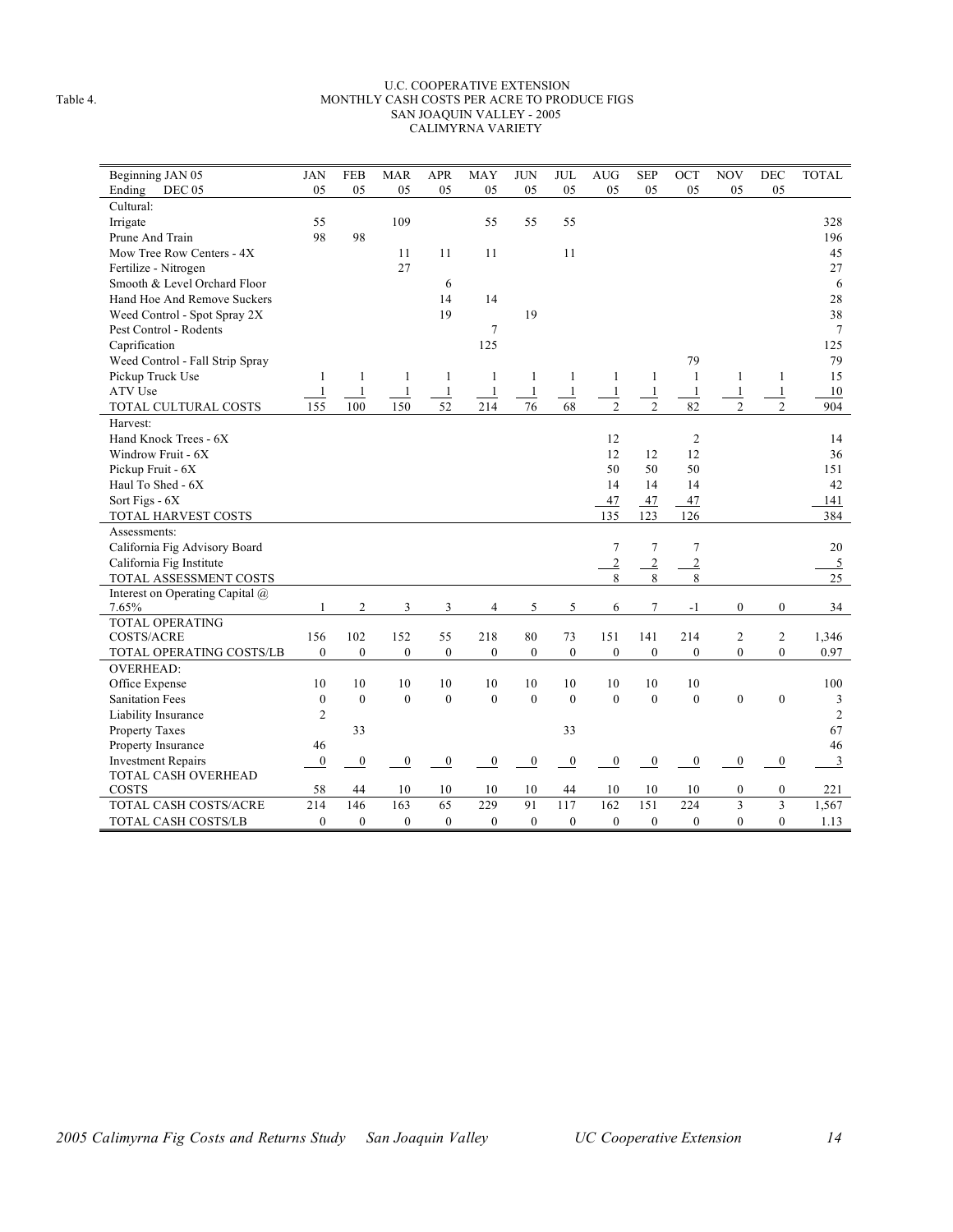Table 4.

U.C. COOPERATIVE EXTENSION
MONTHLY CASH COSTS PER ACRE TO PRODUCE FIGS
SAN JOAQUIN VALLEY - 2005
CALIMYRNA VARIETY

| Beginning JAN 05<br>Ending DEC 05 | JAN<br>05 | FEB<br>05 | MAR<br>05 | APR<br>05 | MAY<br>05 | JUN<br>05 | JUL<br>05 | AUG<br>05 | SEP<br>05 | OCT<br>05 | NOV<br>05 | DEC<br>05 | TOTAL |
|---|---|---|---|---|---|---|---|---|---|---|---|---|---|
| Cultural: | | | | | | | | | | | | | |
| Irrigate | 55 | | 109 | | 55 | 55 | 55 | | | | | | 328 |
| Prune And Train | 98 | 98 | | | | | | | | | | | 196 |
| Mow Tree Row Centers - 4X | | | 11 | 11 | 11 | | 11 | | | | | | 45 |
| Fertilize - Nitrogen | | | 27 | | | | | | | | | | 27 |
| Smooth & Level Orchard Floor | | | | 6 | | | | | | | | | 6 |
| Hand Hoe And Remove Suckers | | | | 14 | 14 | | | | | | | | 28 |
| Weed Control - Spot Spray 2X | | | | 19 | | 19 | | | | | | | 38 |
| Pest Control - Rodents | | | | | 7 | | | | | | | | 7 |
| Caprification | | | | | 125 | | | | | | | | 125 |
| Weed Control - Fall Strip Spray | | | | | | | | | | 79 | | | 79 |
| Pickup Truck Use | 1 | 1 | 1 | 1 | 1 | 1 | 1 | 1 | 1 | 1 | 1 | 1 | 15 |
| ATV Use | 1 | 1 | 1 | 1 | 1 | 1 | 1 | 1 | 1 | 1 | 1 | 1 | 10 |
| TOTAL CULTURAL COSTS | 155 | 100 | 150 | 52 | 214 | 76 | 68 | 2 | 2 | 82 | 2 | 2 | 904 |
| Harvest: | | | | | | | | | | | | | |
| Hand Knock Trees - 6X | | | | | | | | 12 | | 2 | | | 14 |
| Windrow Fruit - 6X | | | | | | | | 12 | 12 | 12 | | | 36 |
| Pickup Fruit - 6X | | | | | | | | 50 | 50 | 50 | | | 151 |
| Haul To Shed - 6X | | | | | | | | 14 | 14 | 14 | | | 42 |
| Sort Figs - 6X | | | | | | | | 47 | 47 | 47 | | | 141 |
| TOTAL HARVEST COSTS | | | | | | | | 135 | 123 | 126 | | | 384 |
| Assessments: | | | | | | | | | | | | | |
| California Fig Advisory Board | | | | | | | | 7 | 7 | 7 | | | 20 |
| California Fig Institute | | | | | | | | 2 | 2 | 2 | | | 5 |
| TOTAL ASSESSMENT COSTS | | | | | | | | 8 | 8 | 8 | | | 25 |
| Interest on Operating Capital @ 7.65% | 1 | 2 | 3 | 3 | 4 | 5 | 5 | 6 | 7 | -1 | 0 | 0 | 34 |
| TOTAL OPERATING COSTS/ACRE | 156 | 102 | 152 | 55 | 218 | 80 | 73 | 151 | 141 | 214 | 2 | 2 | 1,346 |
| TOTAL OPERATING COSTS/LB | 0 | 0 | 0 | 0 | 0 | 0 | 0 | 0 | 0 | 0 | 0 | 0 | 0.97 |
| OVERHEAD: | | | | | | | | | | | | | |
| Office Expense | 10 | 10 | 10 | 10 | 10 | 10 | 10 | 10 | 10 | 10 | | | 100 |
| Sanitation Fees | 0 | 0 | 0 | 0 | 0 | 0 | 0 | 0 | 0 | 0 | 0 | 0 | 3 |
| Liability Insurance | 2 | | | | | | | | | | | | 2 |
| Property Taxes | | 33 | | | | | 33 | | | | | | 67 |
| Property Insurance | 46 | | | | | | | | | | | | 46 |
| Investment Repairs | 0 | 0 | 0 | 0 | 0 | 0 | 0 | 0 | 0 | 0 | 0 | 0 | 3 |
| TOTAL CASH OVERHEAD COSTS | 58 | 44 | 10 | 10 | 10 | 10 | 44 | 10 | 10 | 10 | 0 | 0 | 221 |
| TOTAL CASH COSTS/ACRE | 214 | 146 | 163 | 65 | 229 | 91 | 117 | 162 | 151 | 224 | 3 | 3 | 1,567 |
| TOTAL CASH COSTS/LB | 0 | 0 | 0 | 0 | 0 | 0 | 0 | 0 | 0 | 0 | 0 | 0 | 1.13 |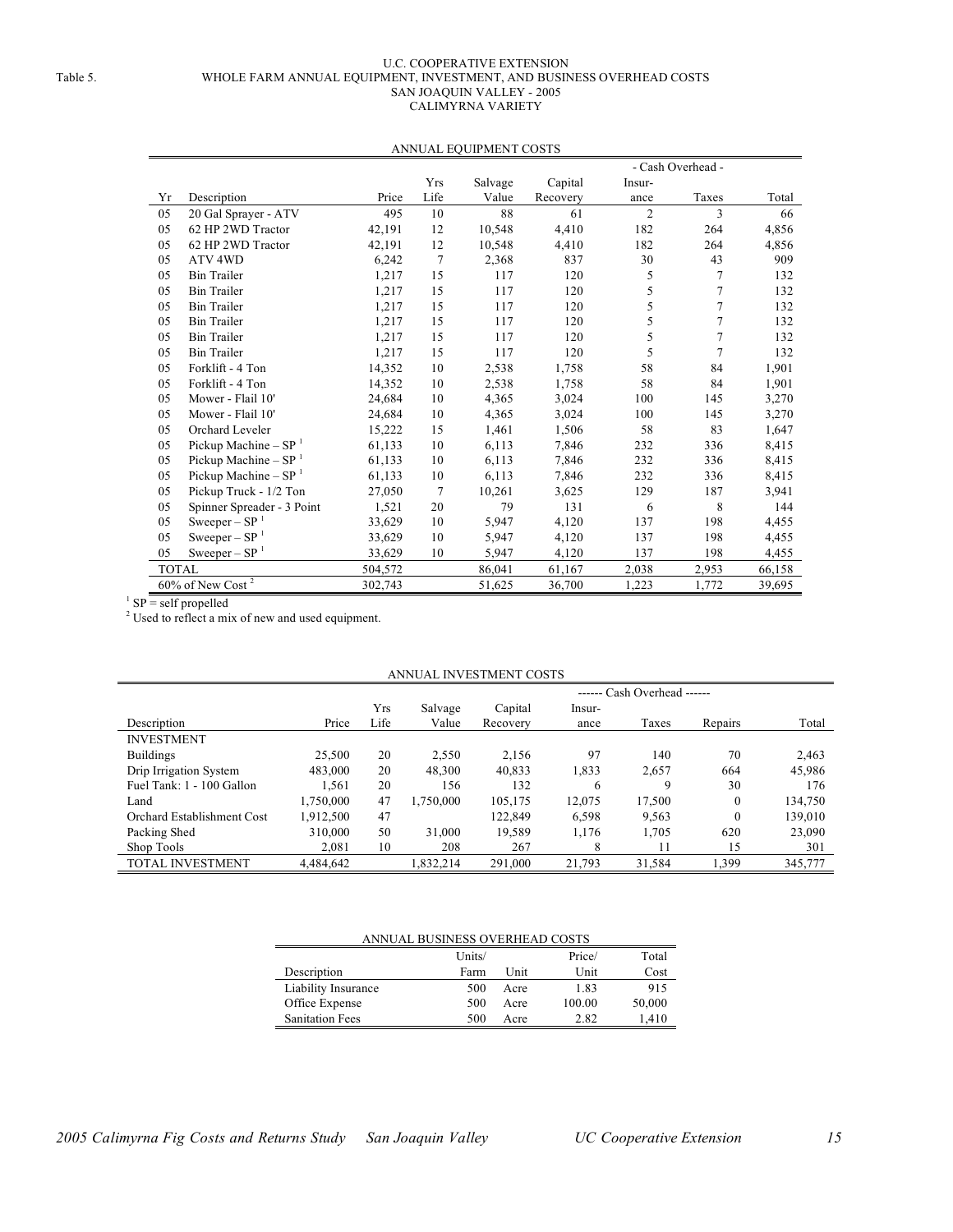Table 5.

# U.C. COOPERATIVE EXTENSION
## WHOLE FARM ANNUAL EQUIPMENT, INVESTMENT, AND BUSINESS OVERHEAD COSTS
### SAN JOAQUIN VALLEY - 2005
### CALIMYRNA VARIETY

ANNUAL EQUIPMENT COSTS

| | | | | | | - Cash Overhead - | | |
|---|---|---|---|---|---|---|---|---|
| Yr | Description | Price | Yrs Life | Salvage Value | Capital Recovery | Insurance | Taxes | Total |
| 05 | 20 Gal Sprayer - ATV | 495 | 10 | 88 | 61 | 2 | 3 | 66 |
| 05 | 62 HP 2WD Tractor | 42,191 | 12 | 10,548 | 4,410 | 182 | 264 | 4,856 |
| 05 | 62 HP 2WD Tractor | 42,191 | 12 | 10,548 | 4,410 | 182 | 264 | 4,856 |
| 05 | ATV 4WD | 6,242 | 7 | 2,368 | 837 | 30 | 43 | 909 |
| 05 | Bin Trailer | 1,217 | 15 | 117 | 120 | 5 | 7 | 132 |
| 05 | Bin Trailer | 1,217 | 15 | 117 | 120 | 5 | 7 | 132 |
| 05 | Bin Trailer | 1,217 | 15 | 117 | 120 | 5 | 7 | 132 |
| 05 | Bin Trailer | 1,217 | 15 | 117 | 120 | 5 | 7 | 132 |
| 05 | Bin Trailer | 1,217 | 15 | 117 | 120 | 5 | 7 | 132 |
| 05 | Bin Trailer | 1,217 | 15 | 117 | 120 | 5 | 7 | 132 |
| 05 | Forklift - 4 Ton | 14,352 | 10 | 2,538 | 1,758 | 58 | 84 | 1,901 |
| 05 | Forklift - 4 Ton | 14,352 | 10 | 2,538 | 1,758 | 58 | 84 | 1,901 |
| 05 | Mower - Flail 10' | 24,684 | 10 | 4,365 | 3,024 | 100 | 145 | 3,270 |
| 05 | Mower - Flail 10' | 24,684 | 10 | 4,365 | 3,024 | 100 | 145 | 3,270 |
| 05 | Orchard Leveler | 15,222 | 15 | 1,461 | 1,506 | 58 | 83 | 1,647 |
| 05 | Pickup Machine – SP [1] | 61,133 | 10 | 6,113 | 7,846 | 232 | 336 | 8,415 |
| 05 | Pickup Machine – SP [1] | 61,133 | 10 | 6,113 | 7,846 | 232 | 336 | 8,415 |
| 05 | Pickup Machine – SP [1] | 61,133 | 10 | 6,113 | 7,846 | 232 | 336 | 8,415 |
| 05 | Pickup Truck - 1/2 Ton | 27,050 | 7 | 10,261 | 3,625 | 129 | 187 | 3,941 |
| 05 | Spinner Spreader - 3 Point | 1,521 | 20 | 79 | 131 | 6 | 8 | 144 |
| 05 | Sweeper – SP [1] | 33,629 | 10 | 5,947 | 4,120 | 137 | 198 | 4,455 |
| 05 | Sweeper – SP [1] | 33,629 | 10 | 5,947 | 4,120 | 137 | 198 | 4,455 |
| 05 | Sweeper – SP [1] | 33,629 | 10 | 5,947 | 4,120 | 137 | 198 | 4,455 |
| TOTAL | | 504,572 | | 86,041 | 61,167 | 2,038 | 2,953 | 66,158 |
| 60% of New Cost [2] | | 302,743 | | 51,625 | 36,700 | 1,223 | 1,772 | 39,695 |

[1] SP = self propelled
[2] Used to reflect a mix of new and used equipment.

ANNUAL INVESTMENT COSTS

| | | | | | ------ Cash Overhead ------ | | | |
|---|---|---|---|---|---|---|---|---|
| Description | Price | Yrs Life | Salvage Value | Capital Recovery | Insurance | Taxes | Repairs | Total |
| INVESTMENT | | | | | | | | |
| Buildings | 25,500 | 20 | 2,550 | 2,156 | 97 | 140 | 70 | 2,463 |
| Drip Irrigation System | 483,000 | 20 | 48,300 | 40,833 | 1,833 | 2,657 | 664 | 45,986 |
| Fuel Tank: 1 - 100 Gallon | 1,561 | 20 | 156 | 132 | 6 | 9 | 30 | 176 |
| Land | 1,750,000 | 47 | 1,750,000 | 105,175 | 12,075 | 17,500 | 0 | 134,750 |
| Orchard Establishment Cost | 1,912,500 | 47 | | 122,849 | 6,598 | 9,563 | 0 | 139,010 |
| Packing Shed | 310,000 | 50 | 31,000 | 19,589 | 1,176 | 1,705 | 620 | 23,090 |
| Shop Tools | 2,081 | 10 | 208 | 267 | 8 | 11 | 15 | 301 |
| TOTAL INVESTMENT | 4,484,642 | | 1,832,214 | 291,000 | 21,793 | 31,584 | 1,399 | 345,777 |

ANNUAL BUSINESS OVERHEAD COSTS

| Description | Units/ Farm | Unit | Price/ Unit | Total Cost |
|---|---|---|---|---|
| Liability Insurance | 500 | Acre | 1.83 | 915 |
| Office Expense | 500 | Acre | 100.00 | 50,000 |
| Sanitation Fees | 500 | Acre | 2.82 | 1,410 |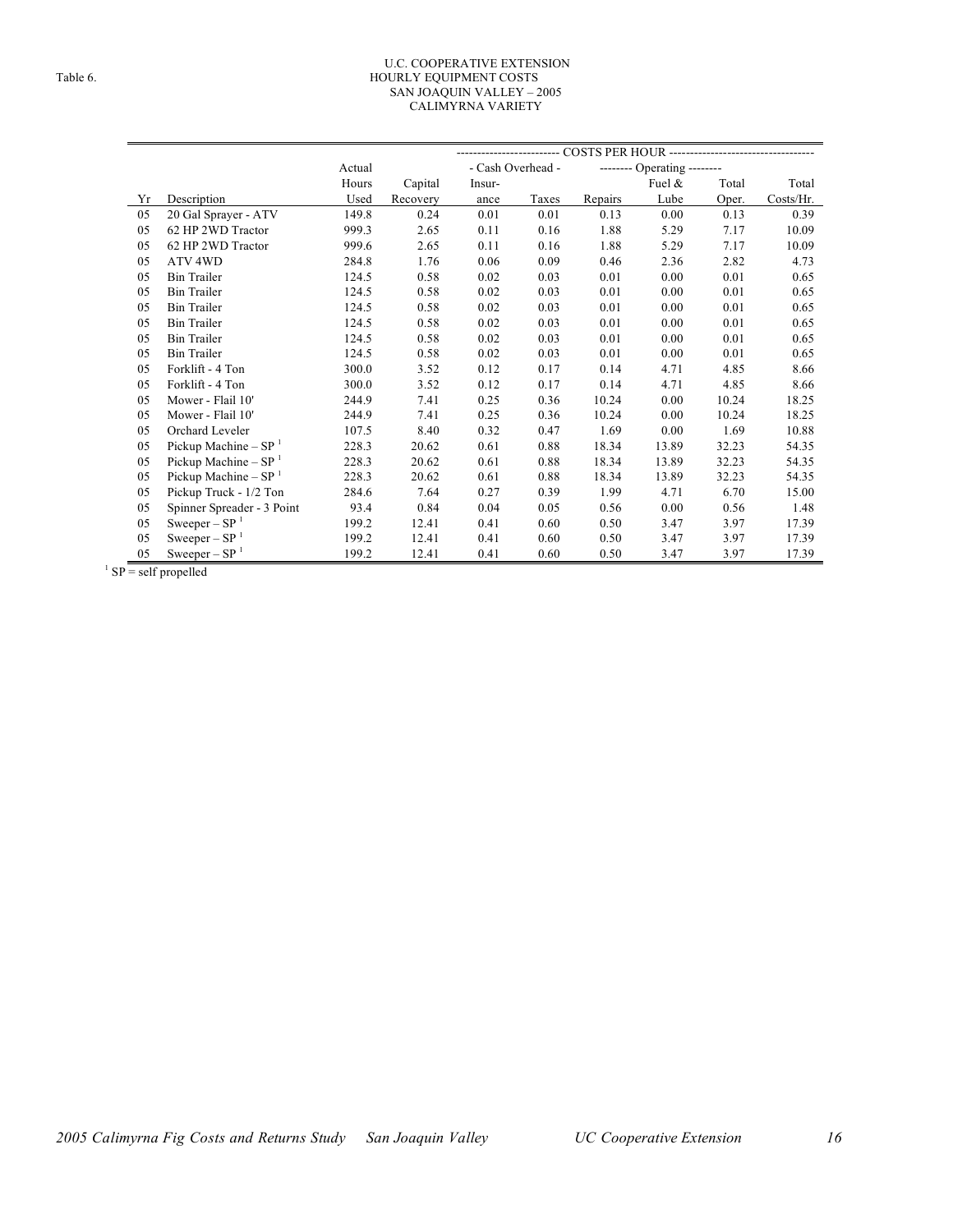Table 6.

# U.C. COOPERATIVE EXTENSION
## HOURLY EQUIPMENT COSTS
### SAN JOAQUIN VALLEY – 2005
### CALIMYRNA VARIETY

| | | | | COSTS PER HOUR | | | | | |
|---|---|---|---|---|---|---|---|---|---|
| | | Actual | | - Cash Overhead - | | -------- Operating -------- | | | |
| | | Hours | Capital | Insur- | | | Fuel & | Total | Total |
| Yr | Description | Used | Recovery | ance | Taxes | Repairs | Lube | Oper. | Costs/Hr. |
| 05 | 20 Gal Sprayer - ATV | 149.8 | 0.24 | 0.01 | 0.01 | 0.13 | 0.00 | 0.13 | 0.39 |
| 05 | 62 HP 2WD Tractor | 999.3 | 2.65 | 0.11 | 0.16 | 1.88 | 5.29 | 7.17 | 10.09 |
| 05 | 62 HP 2WD Tractor | 999.6 | 2.65 | 0.11 | 0.16 | 1.88 | 5.29 | 7.17 | 10.09 |
| 05 | ATV 4WD | 284.8 | 1.76 | 0.06 | 0.09 | 0.46 | 2.36 | 2.82 | 4.73 |
| 05 | Bin Trailer | 124.5 | 0.58 | 0.02 | 0.03 | 0.01 | 0.00 | 0.01 | 0.65 |
| 05 | Bin Trailer | 124.5 | 0.58 | 0.02 | 0.03 | 0.01 | 0.00 | 0.01 | 0.65 |
| 05 | Bin Trailer | 124.5 | 0.58 | 0.02 | 0.03 | 0.01 | 0.00 | 0.01 | 0.65 |
| 05 | Bin Trailer | 124.5 | 0.58 | 0.02 | 0.03 | 0.01 | 0.00 | 0.01 | 0.65 |
| 05 | Bin Trailer | 124.5 | 0.58 | 0.02 | 0.03 | 0.01 | 0.00 | 0.01 | 0.65 |
| 05 | Bin Trailer | 124.5 | 0.58 | 0.02 | 0.03 | 0.01 | 0.00 | 0.01 | 0.65 |
| 05 | Forklift - 4 Ton | 300.0 | 3.52 | 0.12 | 0.17 | 0.14 | 4.71 | 4.85 | 8.66 |
| 05 | Forklift - 4 Ton | 300.0 | 3.52 | 0.12 | 0.17 | 0.14 | 4.71 | 4.85 | 8.66 |
| 05 | Mower - Flail 10' | 244.9 | 7.41 | 0.25 | 0.36 | 10.24 | 0.00 | 10.24 | 18.25 |
| 05 | Mower - Flail 10' | 244.9 | 7.41 | 0.25 | 0.36 | 10.24 | 0.00 | 10.24 | 18.25 |
| 05 | Orchard Leveler | 107.5 | 8.40 | 0.32 | 0.47 | 1.69 | 0.00 | 1.69 | 10.88 |
| 05 | Pickup Machine – SP [1] | 228.3 | 20.62 | 0.61 | 0.88 | 18.34 | 13.89 | 32.23 | 54.35 |
| 05 | Pickup Machine – SP [1] | 228.3 | 20.62 | 0.61 | 0.88 | 18.34 | 13.89 | 32.23 | 54.35 |
| 05 | Pickup Machine – SP [1] | 228.3 | 20.62 | 0.61 | 0.88 | 18.34 | 13.89 | 32.23 | 54.35 |
| 05 | Pickup Truck - 1/2 Ton | 284.6 | 7.64 | 0.27 | 0.39 | 1.99 | 4.71 | 6.70 | 15.00 |
| 05 | Spinner Spreader - 3 Point | 93.4 | 0.84 | 0.04 | 0.05 | 0.56 | 0.00 | 0.56 | 1.48 |
| 05 | Sweeper – SP [1] | 199.2 | 12.41 | 0.41 | 0.60 | 0.50 | 3.47 | 3.97 | 17.39 |
| 05 | Sweeper – SP [1] | 199.2 | 12.41 | 0.41 | 0.60 | 0.50 | 3.47 | 3.97 | 17.39 |
| 05 | Sweeper – SP [1] | 199.2 | 12.41 | 0.41 | 0.60 | 0.50 | 3.47 | 3.97 | 17.39 |

[1] SP = self propelled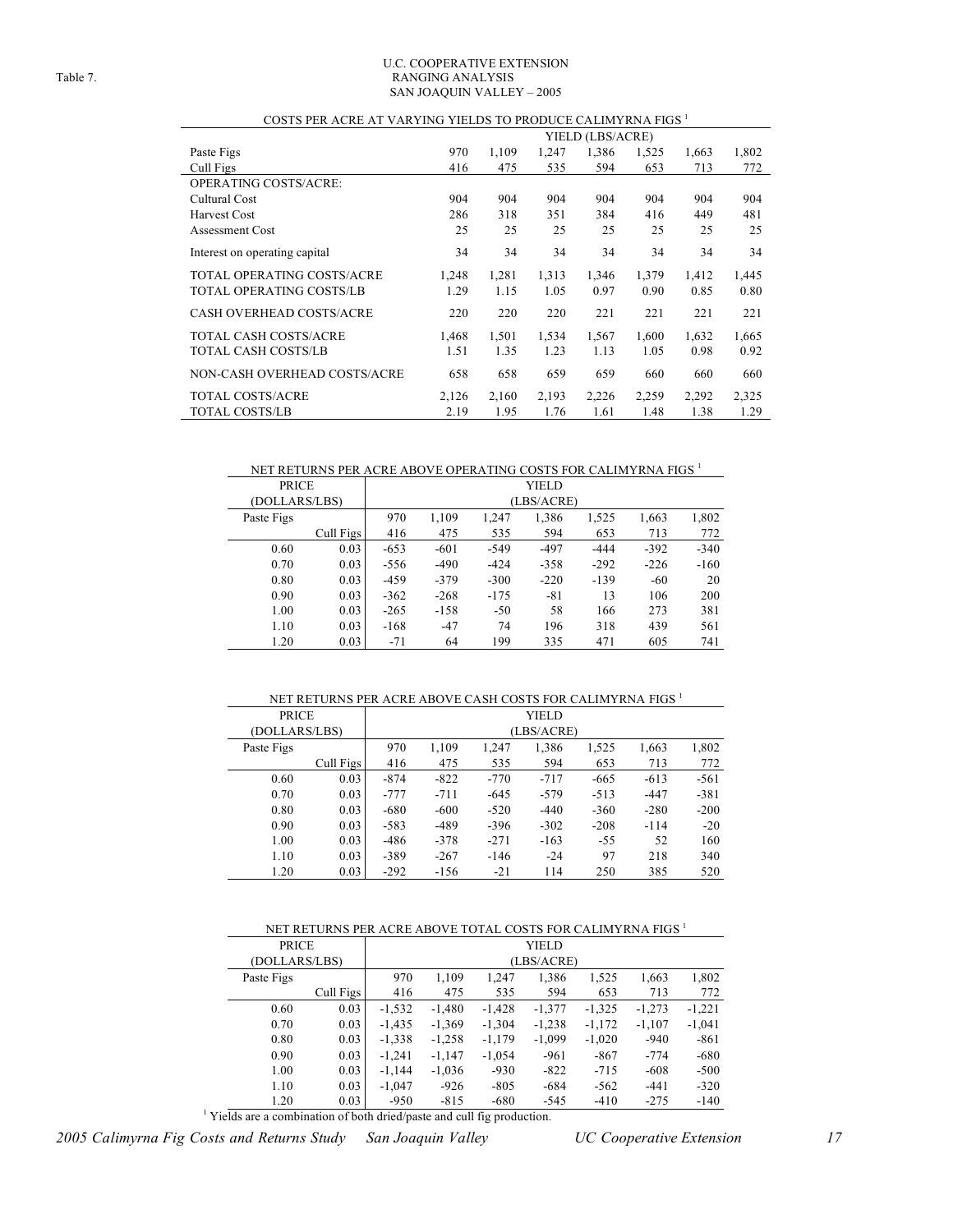Table 7.

U.C. COOPERATIVE EXTENSION
RANGING ANALYSIS
SAN JOAQUIN VALLEY – 2005

COSTS PER ACRE AT VARYING YIELDS TO PRODUCE CALIMYRNA FIGS [1]

| | YIELD (LBS/ACRE) | | | | | | |
|---|---|---|---|---|---|---|---|
| Paste Figs | 970 | 1,109 | 1,247 | 1,386 | 1,525 | 1,663 | 1,802 |
| Cull Figs | 416 | 475 | 535 | 594 | 653 | 713 | 772 |
| OPERATING COSTS/ACRE: | | | | | | | |
| Cultural Cost | 904 | 904 | 904 | 904 | 904 | 904 | 904 |
| Harvest Cost | 286 | 318 | 351 | 384 | 416 | 449 | 481 |
| Assessment Cost | 25 | 25 | 25 | 25 | 25 | 25 | 25 |
| Interest on operating capital | 34 | 34 | 34 | 34 | 34 | 34 | 34 |
| TOTAL OPERATING COSTS/ACRE | 1,248 | 1,281 | 1,313 | 1,346 | 1,379 | 1,412 | 1,445 |
| TOTAL OPERATING COSTS/LB | 1.29 | 1.15 | 1.05 | 0.97 | 0.90 | 0.85 | 0.80 |
| CASH OVERHEAD COSTS/ACRE | 220 | 220 | 220 | 221 | 221 | 221 | 221 |
| TOTAL CASH COSTS/ACRE | 1,468 | 1,501 | 1,534 | 1,567 | 1,600 | 1,632 | 1,665 |
| TOTAL CASH COSTS/LB | 1.51 | 1.35 | 1.23 | 1.13 | 1.05 | 0.98 | 0.92 |
| NON-CASH OVERHEAD COSTS/ACRE | 658 | 658 | 659 | 659 | 660 | 660 | 660 |
| TOTAL COSTS/ACRE | 2,126 | 2,160 | 2,193 | 2,226 | 2,259 | 2,292 | 2,325 |
| TOTAL COSTS/LB | 2.19 | 1.95 | 1.76 | 1.61 | 1.48 | 1.38 | 1.29 |

NET RETURNS PER ACRE ABOVE OPERATING COSTS FOR CALIMYRNA FIGS [1]

| PRICE (DOLLARS/LBS) | | YIELD (LBS/ACRE) | | | | | | |
|---|---|---|---|---|---|---|---|---|
| Paste Figs | | 970 | 1,109 | 1,247 | 1,386 | 1,525 | 1,663 | 1,802 |
| | Cull Figs | 416 | 475 | 535 | 594 | 653 | 713 | 772 |
| 0.60 | 0.03 | -653 | -601 | -549 | -497 | -444 | -392 | -340 |
| 0.70 | 0.03 | -556 | -490 | -424 | -358 | -292 | -226 | -160 |
| 0.80 | 0.03 | -459 | -379 | -300 | -220 | -139 | -60 | 20 |
| 0.90 | 0.03 | -362 | -268 | -175 | -81 | 13 | 106 | 200 |
| 1.00 | 0.03 | -265 | -158 | -50 | 58 | 166 | 273 | 381 |
| 1.10 | 0.03 | -168 | -47 | 74 | 196 | 318 | 439 | 561 |
| 1.20 | 0.03 | -71 | 64 | 199 | 335 | 471 | 605 | 741 |

NET RETURNS PER ACRE ABOVE CASH COSTS FOR CALIMYRNA FIGS [1]

| PRICE (DOLLARS/LBS) | | YIELD (LBS/ACRE) | | | | | | |
|---|---|---|---|---|---|---|---|---|
| Paste Figs | | 970 | 1,109 | 1,247 | 1,386 | 1,525 | 1,663 | 1,802 |
| | Cull Figs | 416 | 475 | 535 | 594 | 653 | 713 | 772 |
| 0.60 | 0.03 | -874 | -822 | -770 | -717 | -665 | -613 | -561 |
| 0.70 | 0.03 | -777 | -711 | -645 | -579 | -513 | -447 | -381 |
| 0.80 | 0.03 | -680 | -600 | -520 | -440 | -360 | -280 | -200 |
| 0.90 | 0.03 | -583 | -489 | -396 | -302 | -208 | -114 | -20 |
| 1.00 | 0.03 | -486 | -378 | -271 | -163 | -55 | 52 | 160 |
| 1.10 | 0.03 | -389 | -267 | -146 | -24 | 97 | 218 | 340 |
| 1.20 | 0.03 | -292 | -156 | -21 | 114 | 250 | 385 | 520 |

NET RETURNS PER ACRE ABOVE TOTAL COSTS FOR CALIMYRNA FIGS [1]

| PRICE (DOLLARS/LBS) | | YIELD (LBS/ACRE) | | | | | | |
|---|---|---|---|---|---|---|---|---|
| Paste Figs | | 970 | 1,109 | 1,247 | 1,386 | 1,525 | 1,663 | 1,802 |
| | Cull Figs | 416 | 475 | 535 | 594 | 653 | 713 | 772 |
| 0.60 | 0.03 | -1,532 | -1,480 | -1,428 | -1,377 | -1,325 | -1,273 | -1,221 |
| 0.70 | 0.03 | -1,435 | -1,369 | -1,304 | -1,238 | -1,172 | -1,107 | -1,041 |
| 0.80 | 0.03 | -1,338 | -1,258 | -1,179 | -1,099 | -1,020 | -940 | -861 |
| 0.90 | 0.03 | -1,241 | -1,147 | -1,054 | -961 | -867 | -774 | -680 |
| 1.00 | 0.03 | -1,144 | -1,036 | -930 | -822 | -715 | -608 | -500 |
| 1.10 | 0.03 | -1,047 | -926 | -805 | -684 | -562 | -441 | -320 |
| 1.20 | 0.03 | -950 | -815 | -680 | -545 | -410 | -275 | -140 |

[1] Yields are a combination of both dried/paste and cull fig production.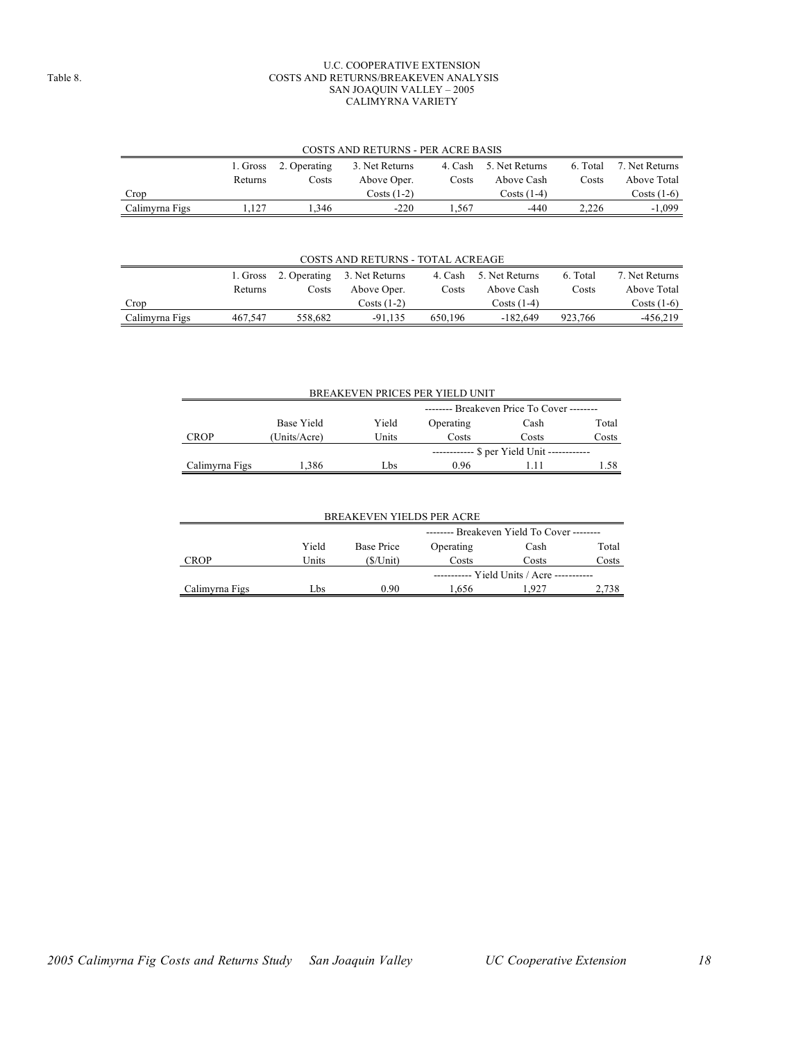Table 8.

# U.C. COOPERATIVE EXTENSION
## COSTS AND RETURNS/BREAKEVEN ANALYSIS
## SAN JOAQUIN VALLEY – 2005
## CALIMYRNA VARIETY

### COSTS AND RETURNS - PER ACRE BASIS

| Crop | 1. Gross Returns | 2. Operating Costs | 3. Net Returns Above Oper. Costs (1-2) | 4. Cash Costs | 5. Net Returns Above Cash Costs (1-4) | 6. Total Costs | 7. Net Returns Above Total Costs (1-6) |
|---|---|---|---|---|---|---|---|
| Calimyrna Figs | 1,127 | 1,346 | -220 | 1,567 | -440 | 2,226 | -1,099 |

### COSTS AND RETURNS - TOTAL ACREAGE

| Crop | 1. Gross Returns | 2. Operating Costs | 3. Net Returns Above Oper. Costs (1-2) | 4. Cash Costs | 5. Net Returns Above Cash Costs (1-4) | 6. Total Costs | 7. Net Returns Above Total Costs (1-6) |
|---|---|---|---|---|---|---|---|
| Calimyrna Figs | 467,547 | 558,682 | -91,135 | 650,196 | -182,649 | 923,766 | -456,219 |

### BREAKEVEN PRICES PER YIELD UNIT

| | | | -------- Breakeven Price To Cover -------- | | |
|---|---|---|---|---|---|
| CROP | Base Yield (Units/Acre) | Yield Units | Operating Costs | Cash Costs | Total Costs |
| | | | ------------ $ per Yield Unit ------------ | | |
| Calimyrna Figs | 1,386 | Lbs | 0.96 | 1.11 | 1.58 |

### BREAKEVEN YIELDS PER ACRE

| | | | -------- Breakeven Yield To Cover -------- | | |
|---|---|---|---|---|---|
| CROP | Yield Units | Base Price ($/Unit) | Operating Costs | Cash Costs | Total Costs |
| | | | ----------- Yield Units / Acre ----------- | | |
| Calimyrna Figs | Lbs | 0.90 | 1,656 | 1,927 | 2,738 |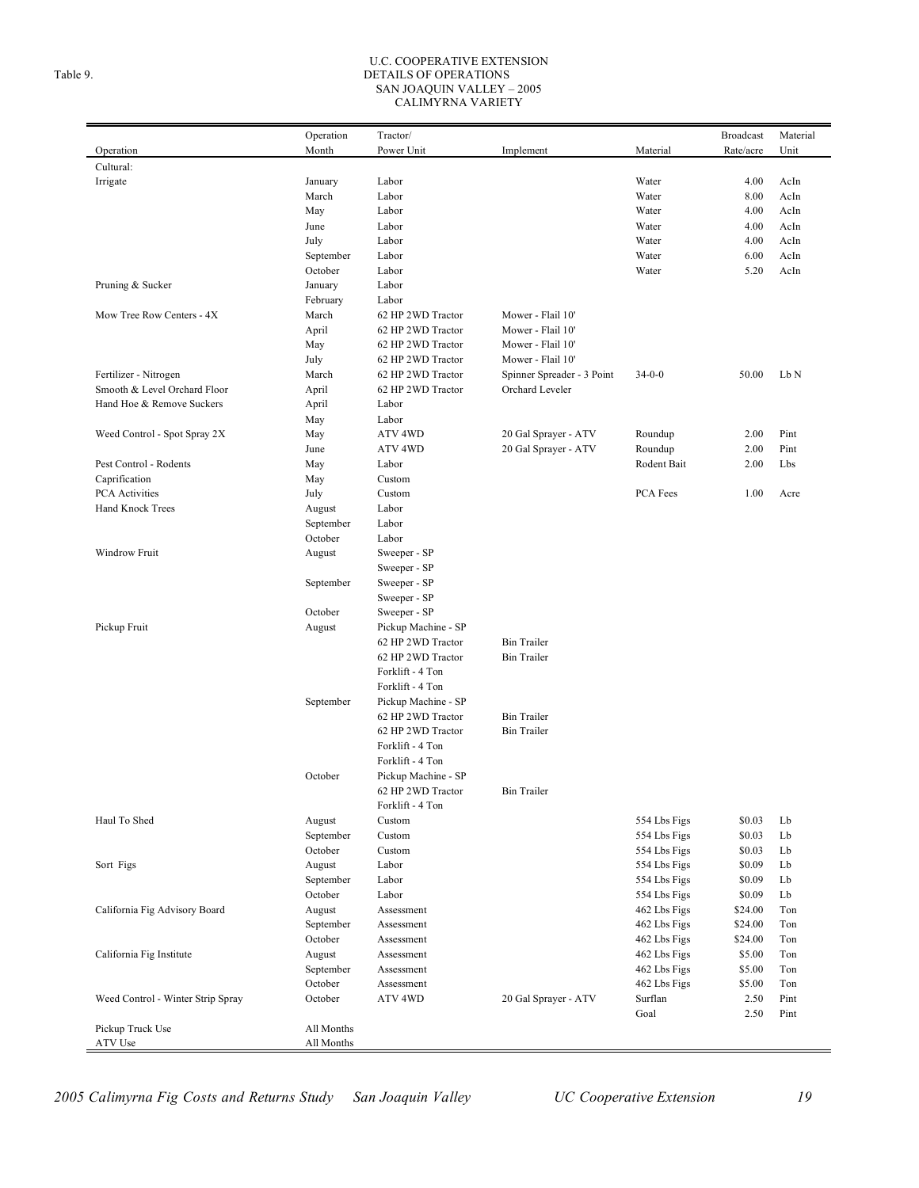Table 9.

# U.C. COOPERATIVE EXTENSION
## DETAILS OF OPERATIONS
### SAN JOAQUIN VALLEY – 2005
### CALIMYRNA VARIETY

| Operation | Operation Month | Tractor/ Power Unit | Implement | Material | Broadcast Rate/acre | Material Unit |
|---|---|---|---|---|---|---|
| Cultural: | | | | | | |
| Irrigate | January | Labor | | Water | 4.00 | AcIn |
| | March | Labor | | Water | 8.00 | AcIn |
| | May | Labor | | Water | 4.00 | AcIn |
| | June | Labor | | Water | 4.00 | AcIn |
| | July | Labor | | Water | 4.00 | AcIn |
| | September | Labor | | Water | 6.00 | AcIn |
| | October | Labor | | Water | 5.20 | AcIn |
| Pruning & Sucker | January | Labor | | | | |
| | February | Labor | | | | |
| Mow Tree Row Centers - 4X | March | 62 HP 2WD Tractor | Mower - Flail 10' | | | |
| | April | 62 HP 2WD Tractor | Mower - Flail 10' | | | |
| | May | 62 HP 2WD Tractor | Mower - Flail 10' | | | |
| | July | 62 HP 2WD Tractor | Mower - Flail 10' | | | |
| Fertilizer - Nitrogen | March | 62 HP 2WD Tractor | Spinner Spreader - 3 Point | 34-0-0 | 50.00 | Lb N |
| Smooth & Level Orchard Floor | April | 62 HP 2WD Tractor | Orchard Leveler | | | |
| Hand Hoe & Remove Suckers | April | Labor | | | | |
| | May | Labor | | | | |
| Weed Control - Spot Spray 2X | May | ATV 4WD | 20 Gal Sprayer - ATV | Roundup | 2.00 | Pint |
| | June | ATV 4WD | 20 Gal Sprayer - ATV | Roundup | 2.00 | Pint |
| Pest Control - Rodents | May | Labor | | Rodent Bait | 2.00 | Lbs |
| Caprification | May | Custom | | | | |
| PCA Activities | July | Custom | | PCA Fees | 1.00 | Acre |
| Hand Knock Trees | August | Labor | | | | |
| | September | Labor | | | | |
| | October | Labor | | | | |
| Windrow Fruit | August | Sweeper - SP | | | | |
| | | Sweeper - SP | | | | |
| | September | Sweeper - SP | | | | |
| | | Sweeper - SP | | | | |
| | October | Sweeper - SP | | | | |
| Pickup Fruit | August | Pickup Machine - SP | | | | |
| | | 62 HP 2WD Tractor | Bin Trailer | | | |
| | | 62 HP 2WD Tractor | Bin Trailer | | | |
| | | Forklift - 4 Ton | | | | |
| | | Forklift - 4 Ton | | | | |
| | September | Pickup Machine - SP | | | | |
| | | 62 HP 2WD Tractor | Bin Trailer | | | |
| | | 62 HP 2WD Tractor | Bin Trailer | | | |
| | | Forklift - 4 Ton | | | | |
| | | Forklift - 4 Ton | | | | |
| | October | Pickup Machine - SP | | | | |
| | | 62 HP 2WD Tractor | Bin Trailer | | | |
| | | Forklift - 4 Ton | | | | |
| Haul To Shed | August | Custom | | 554 Lbs Figs | $0.03 | Lb |
| | September | Custom | | 554 Lbs Figs | $0.03 | Lb |
| | October | Custom | | 554 Lbs Figs | $0.03 | Lb |
| Sort Figs | August | Labor | | 554 Lbs Figs | $0.09 | Lb |
| | September | Labor | | 554 Lbs Figs | $0.09 | Lb |
| | October | Labor | | 554 Lbs Figs | $0.09 | Lb |
| California Fig Advisory Board | August | Assessment | | 462 Lbs Figs | $24.00 | Ton |
| | September | Assessment | | 462 Lbs Figs | $24.00 | Ton |
| | October | Assessment | | 462 Lbs Figs | $24.00 | Ton |
| California Fig Institute | August | Assessment | | 462 Lbs Figs | $5.00 | Ton |
| | September | Assessment | | 462 Lbs Figs | $5.00 | Ton |
| | October | Assessment | | 462 Lbs Figs | $5.00 | Ton |
| Weed Control - Winter Strip Spray | October | ATV 4WD | 20 Gal Sprayer - ATV | Surflan | 2.50 | Pint |
| | | | | Goal | 2.50 | Pint |
| Pickup Truck Use | All Months | | | | | |
| ATV Use | All Months | | | | | |